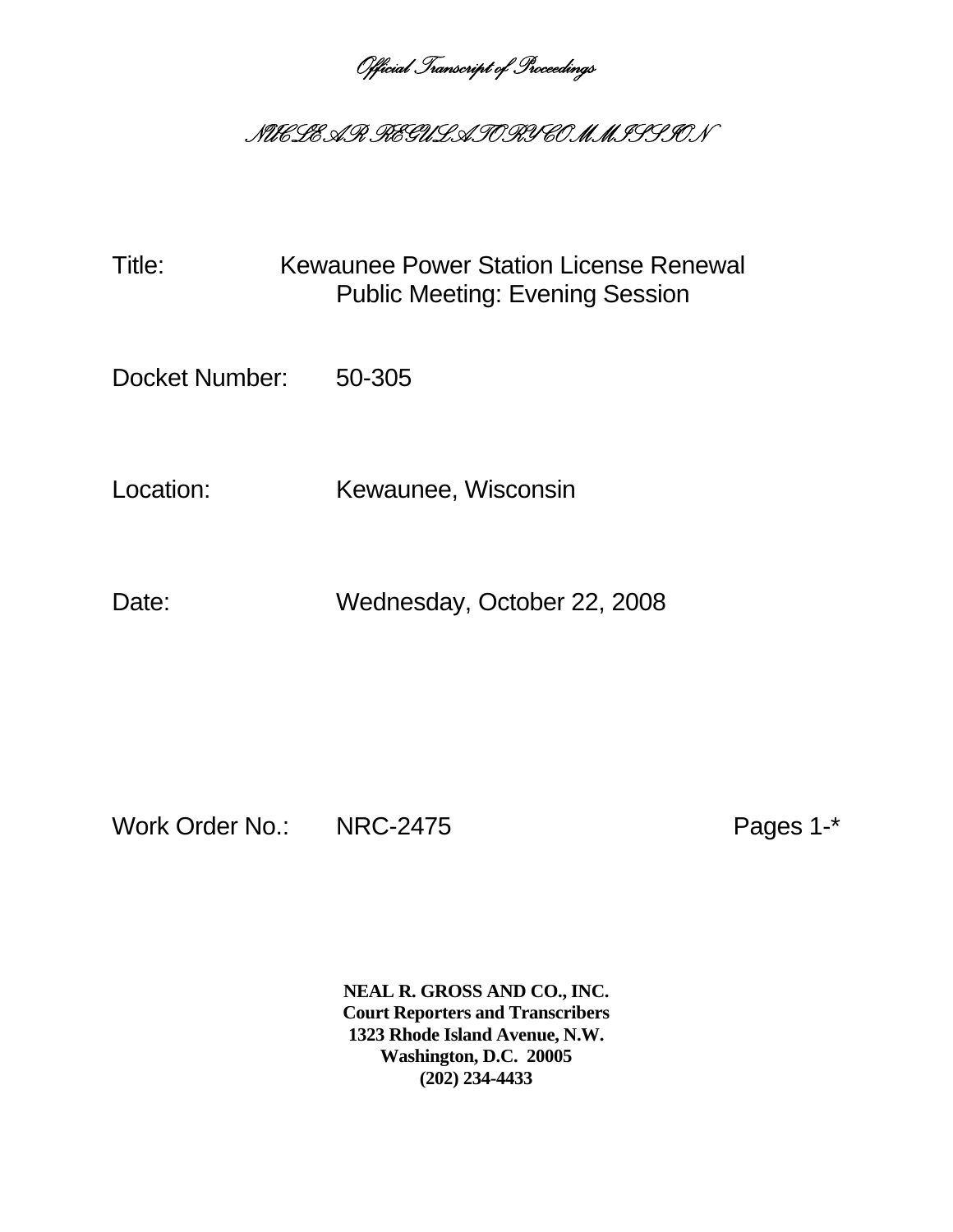*Official Transcript of Proceedings*

# *NUCLEAR REGULATORY COMMISSION*

Title: Kewaunee Power Station License Renewal Public Meeting: Evening Session

Docket Number: 50-305

Location: Kewaunee, Wisconsin

Date: Wednesday, October 22, 2008

Work Order No.: NRC-2475 Pages 1-*

**NEAL R. GROSS AND CO., INC.**
**Court Reporters and Transcribers**
**1323 Rhode Island Avenue, N.W.**
**Washington, D.C. 20005**
**(202) 234-4433**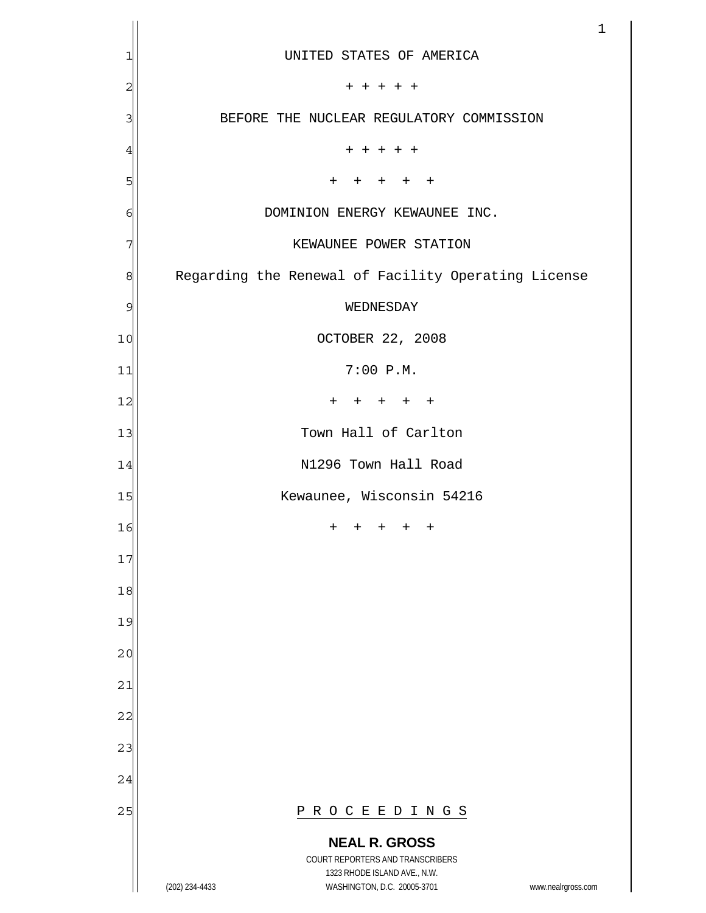UNITED STATES OF AMERICA

+ + + + +

BEFORE THE NUCLEAR REGULATORY COMMISSION

+ + + + +

+ + + + +

DOMINION ENERGY KEWAUNEE INC.

KEWAUNEE POWER STATION

Regarding the Renewal of Facility Operating License

WEDNESDAY

OCTOBER 22, 2008

7:00 P.M.

+ + + + +

Town Hall of Carlton

N1296 Town Hall Road

Kewaunee, Wisconsin 54216

+ + + + +

P R O C E E D I N G S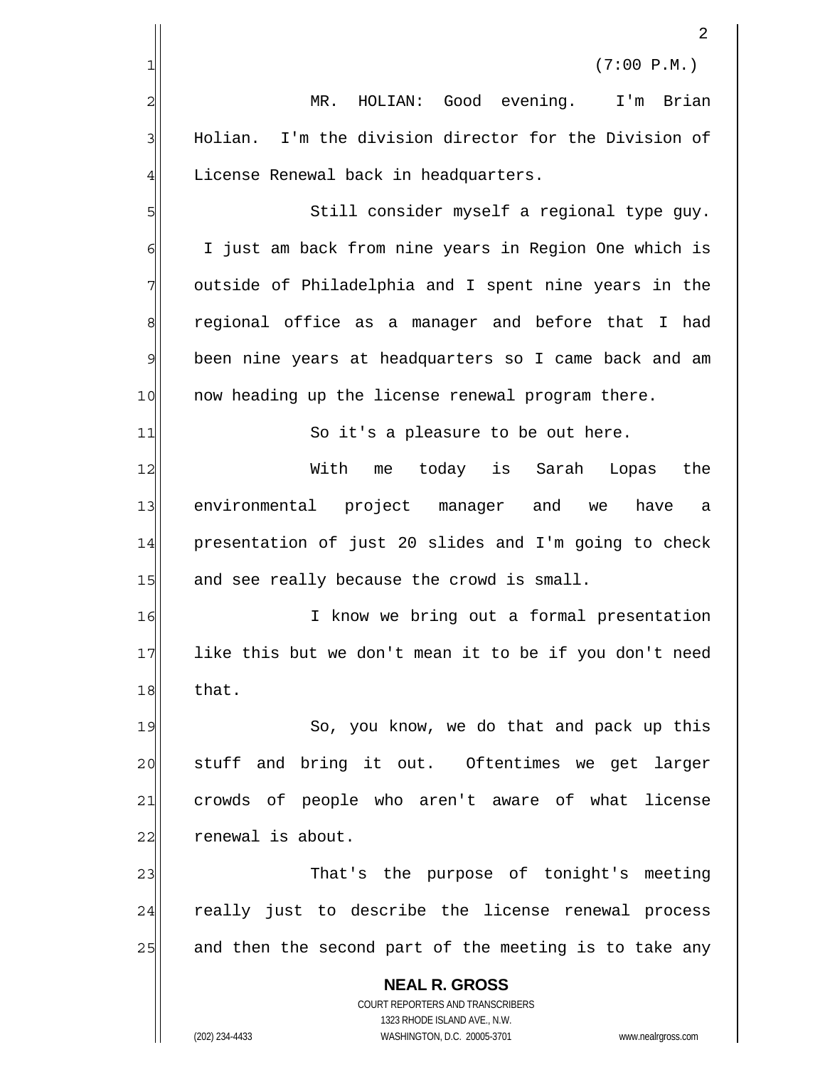(7:00 P.M.)

MR. HOLIAN: Good evening. I'm Brian Holian. I'm the division director for the Division of License Renewal back in headquarters.

Still consider myself a regional type guy. I just am back from nine years in Region One which is outside of Philadelphia and I spent nine years in the regional office as a manager and before that I had been nine years at headquarters so I came back and am now heading up the license renewal program there.

So it's a pleasure to be out here.

With me today is Sarah Lopas the environmental project manager and we have a presentation of just 20 slides and I'm going to check and see really because the crowd is small.

I know we bring out a formal presentation like this but we don't mean it to be if you don't need that.

So, you know, we do that and pack up this stuff and bring it out. Oftentimes we get larger crowds of people who aren't aware of what license renewal is about.

That's the purpose of tonight's meeting really just to describe the license renewal process and then the second part of the meeting is to take any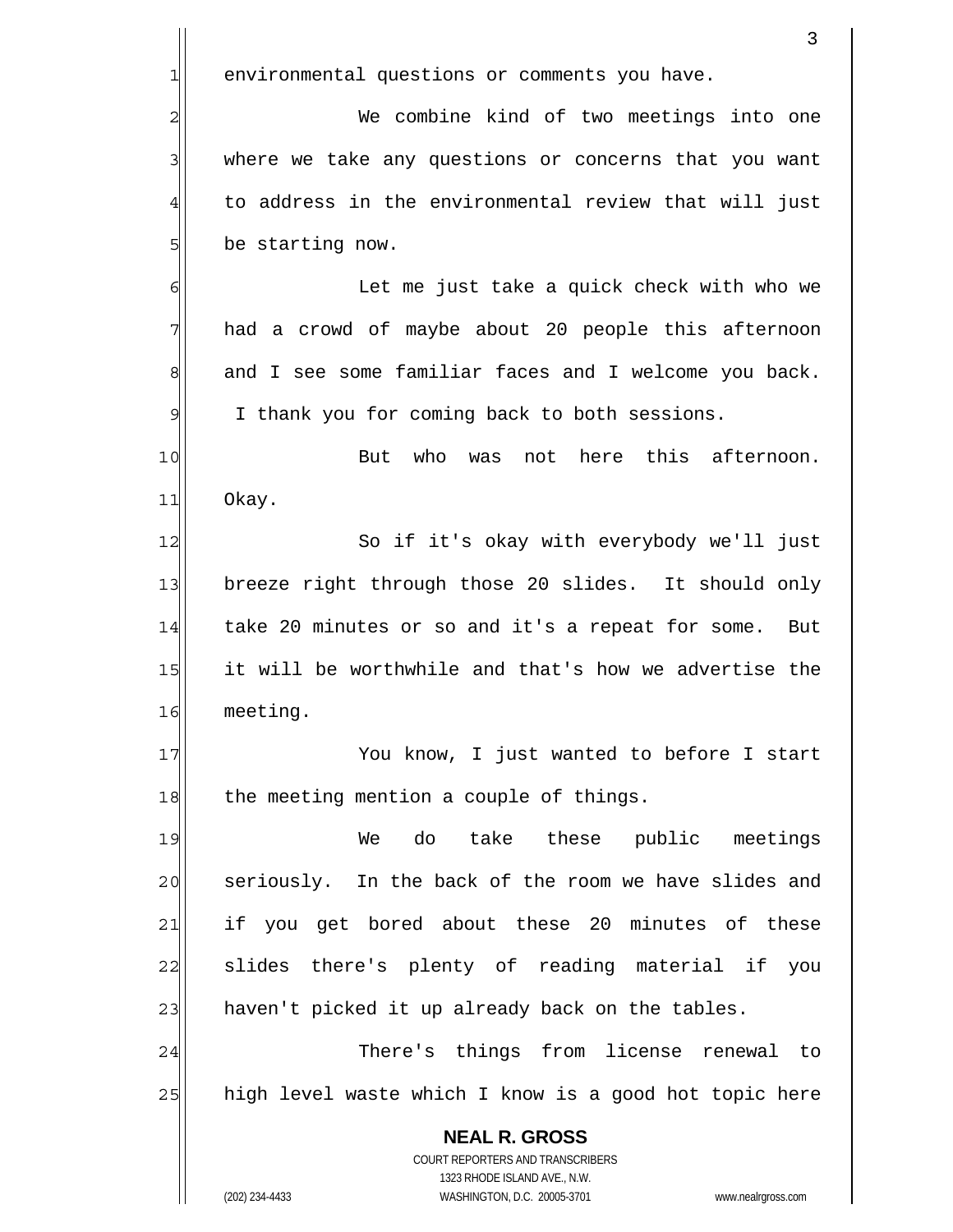environmental questions or comments you have.

We combine kind of two meetings into one where we take any questions or concerns that you want to address in the environmental review that will just be starting now.

Let me just take a quick check with who we had a crowd of maybe about 20 people this afternoon and I see some familiar faces and I welcome you back. I thank you for coming back to both sessions.

But who was not here this afternoon. Okay.

So if it's okay with everybody we'll just breeze right through those 20 slides. It should only take 20 minutes or so and it's a repeat for some. But it will be worthwhile and that's how we advertise the meeting.

You know, I just wanted to before I start the meeting mention a couple of things.

We do take these public meetings seriously. In the back of the room we have slides and if you get bored about these 20 minutes of these slides there's plenty of reading material if you haven't picked it up already back on the tables.

There's things from license renewal to high level waste which I know is a good hot topic here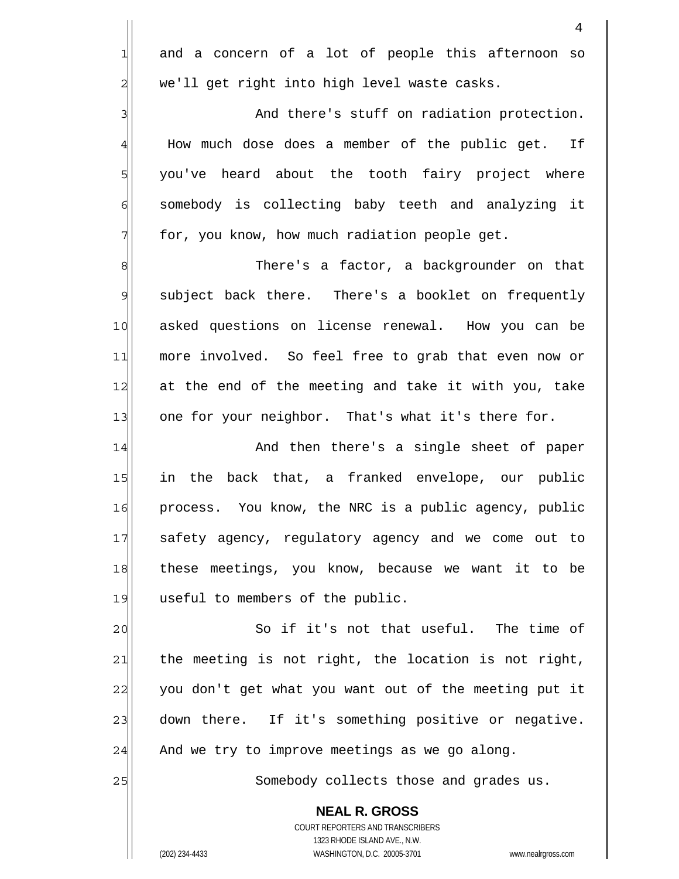and a concern of a lot of people this afternoon so we'll get right into high level waste casks.

And there's stuff on radiation protection. How much dose does a member of the public get. If you've heard about the tooth fairy project where somebody is collecting baby teeth and analyzing it for, you know, how much radiation people get.

There's a factor, a backgrounder on that subject back there. There's a booklet on frequently asked questions on license renewal. How you can be more involved. So feel free to grab that even now or at the end of the meeting and take it with you, take one for your neighbor. That's what it's there for.

And then there's a single sheet of paper in the back that, a franked envelope, our public process. You know, the NRC is a public agency, public safety agency, regulatory agency and we come out to these meetings, you know, because we want it to be useful to members of the public.

So if it's not that useful. The time of the meeting is not right, the location is not right, you don't get what you want out of the meeting put it down there. If it's something positive or negative. And we try to improve meetings as we go along.

Somebody collects those and grades us.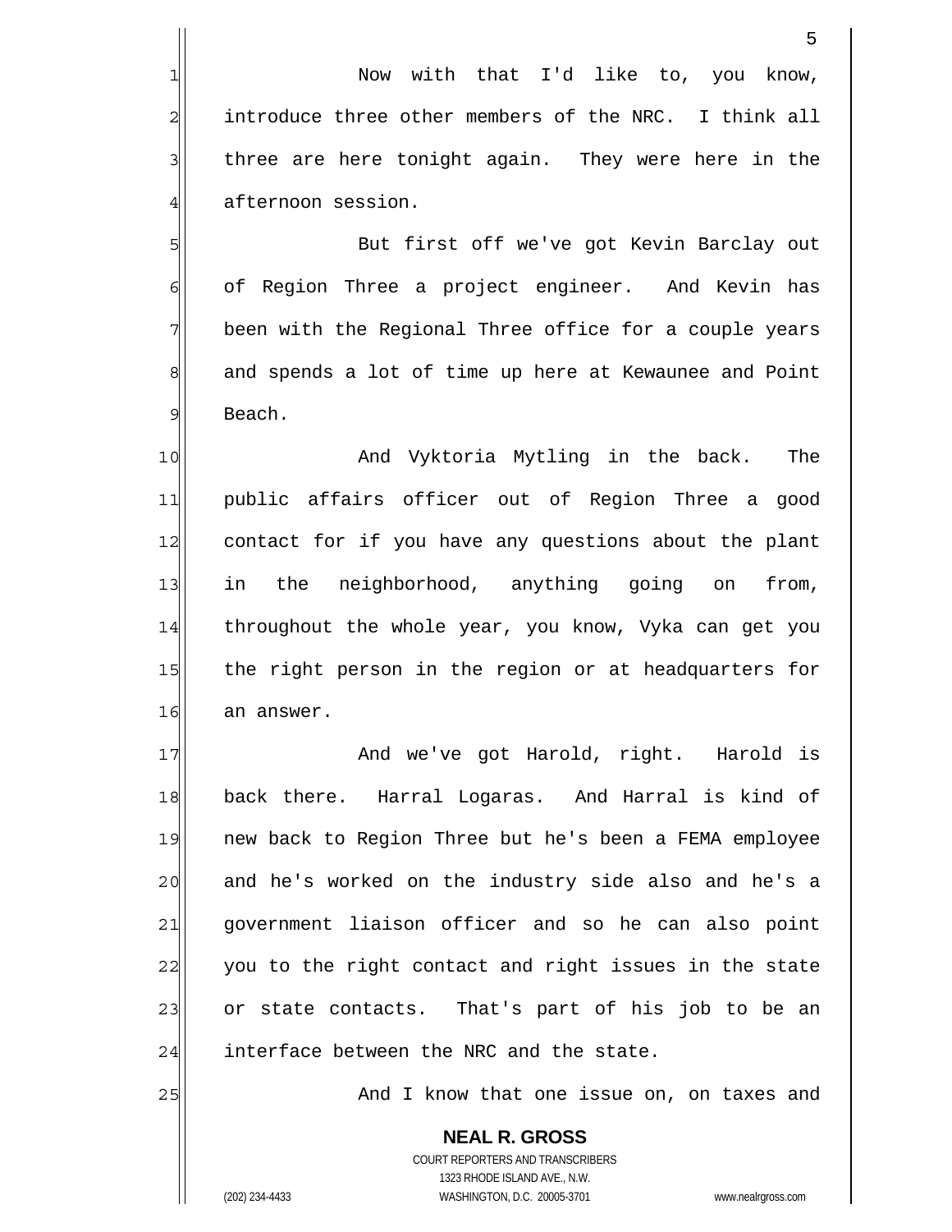Now with that I'd like to, you know, introduce three other members of the NRC. I think all three are here tonight again. They were here in the afternoon session.

But first off we've got Kevin Barclay out of Region Three a project engineer. And Kevin has been with the Regional Three office for a couple years and spends a lot of time up here at Kewaunee and Point Beach.

And Vyktoria Mytling in the back. The public affairs officer out of Region Three a good contact for if you have any questions about the plant in the neighborhood, anything going on from, throughout the whole year, you know, Vyka can get you the right person in the region or at headquarters for an answer.

And we've got Harold, right. Harold is back there. Harral Logaras. And Harral is kind of new back to Region Three but he's been a FEMA employee and he's worked on the industry side also and he's a government liaison officer and so he can also point you to the right contact and right issues in the state or state contacts. That's part of his job to be an interface between the NRC and the state.

And I know that one issue on, on taxes and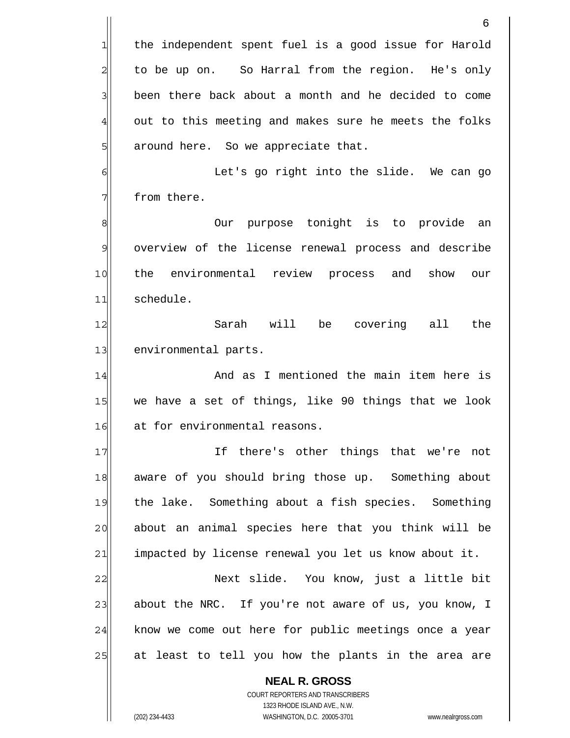the independent spent fuel is a good issue for Harold to be up on. So Harral from the region. He's only been there back about a month and he decided to come out to this meeting and makes sure he meets the folks around here. So we appreciate that.

Let's go right into the slide. We can go from there.

Our purpose tonight is to provide an overview of the license renewal process and describe the environmental review process and show our schedule.

Sarah will be covering all the environmental parts.

And as I mentioned the main item here is we have a set of things, like 90 things that we look at for environmental reasons.

If there's other things that we're not aware of you should bring those up. Something about the lake. Something about a fish species. Something about an animal species here that you think will be impacted by license renewal you let us know about it.

Next slide. You know, just a little bit about the NRC. If you're not aware of us, you know, I know we come out here for public meetings once a year at least to tell you how the plants in the area are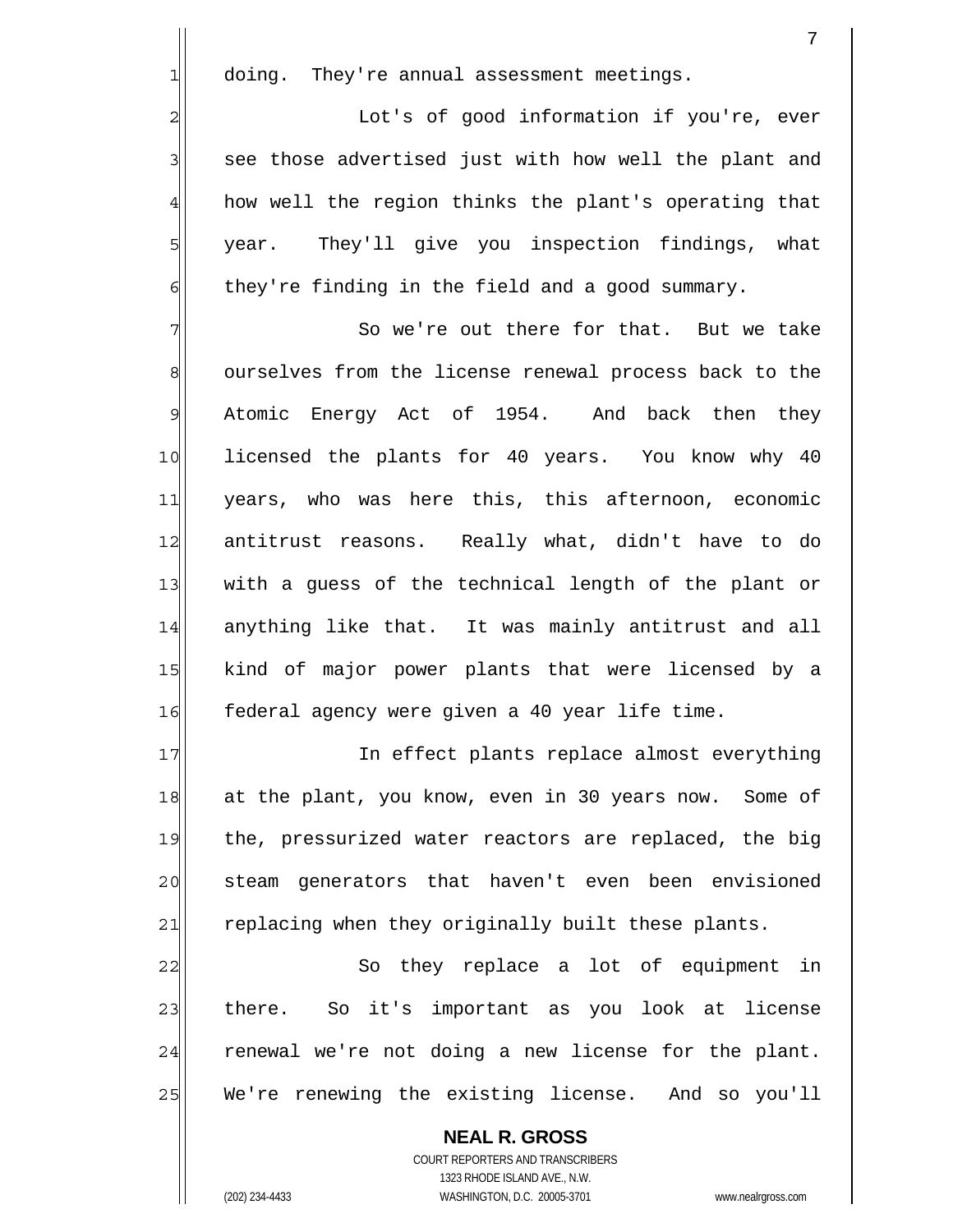doing. They're annual assessment meetings.

Lot's of good information if you're, ever see those advertised just with how well the plant and how well the region thinks the plant's operating that year. They'll give you inspection findings, what they're finding in the field and a good summary.

So we're out there for that. But we take ourselves from the license renewal process back to the Atomic Energy Act of 1954. And back then they licensed the plants for 40 years. You know why 40 years, who was here this, this afternoon, economic antitrust reasons. Really what, didn't have to do with a guess of the technical length of the plant or anything like that. It was mainly antitrust and all kind of major power plants that were licensed by a federal agency were given a 40 year life time.

In effect plants replace almost everything at the plant, you know, even in 30 years now. Some of the, pressurized water reactors are replaced, the big steam generators that haven't even been envisioned replacing when they originally built these plants.

So they replace a lot of equipment in there. So it's important as you look at license renewal we're not doing a new license for the plant. We're renewing the existing license. And so you'll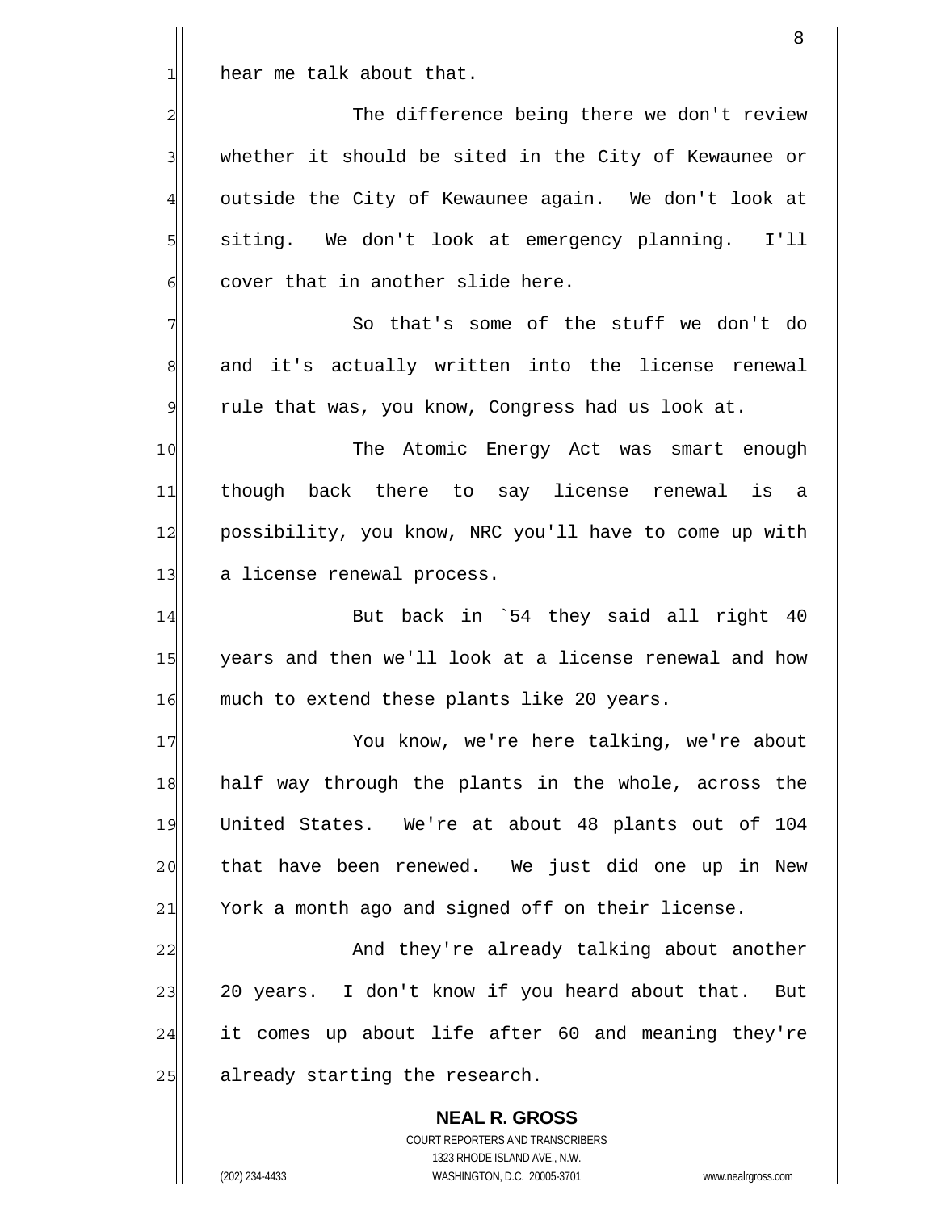hear me talk about that.

The difference being there we don't review whether it should be sited in the City of Kewaunee or outside the City of Kewaunee again. We don't look at siting. We don't look at emergency planning. I'll cover that in another slide here.

So that's some of the stuff we don't do and it's actually written into the license renewal rule that was, you know, Congress had us look at.

The Atomic Energy Act was smart enough though back there to say license renewal is a possibility, you know, NRC you'll have to come up with a license renewal process.

But back in `54 they said all right 40 years and then we'll look at a license renewal and how much to extend these plants like 20 years.

You know, we're here talking, we're about half way through the plants in the whole, across the United States. We're at about 48 plants out of 104 that have been renewed. We just did one up in New York a month ago and signed off on their license.

And they're already talking about another 20 years. I don't know if you heard about that. But it comes up about life after 60 and meaning they're already starting the research.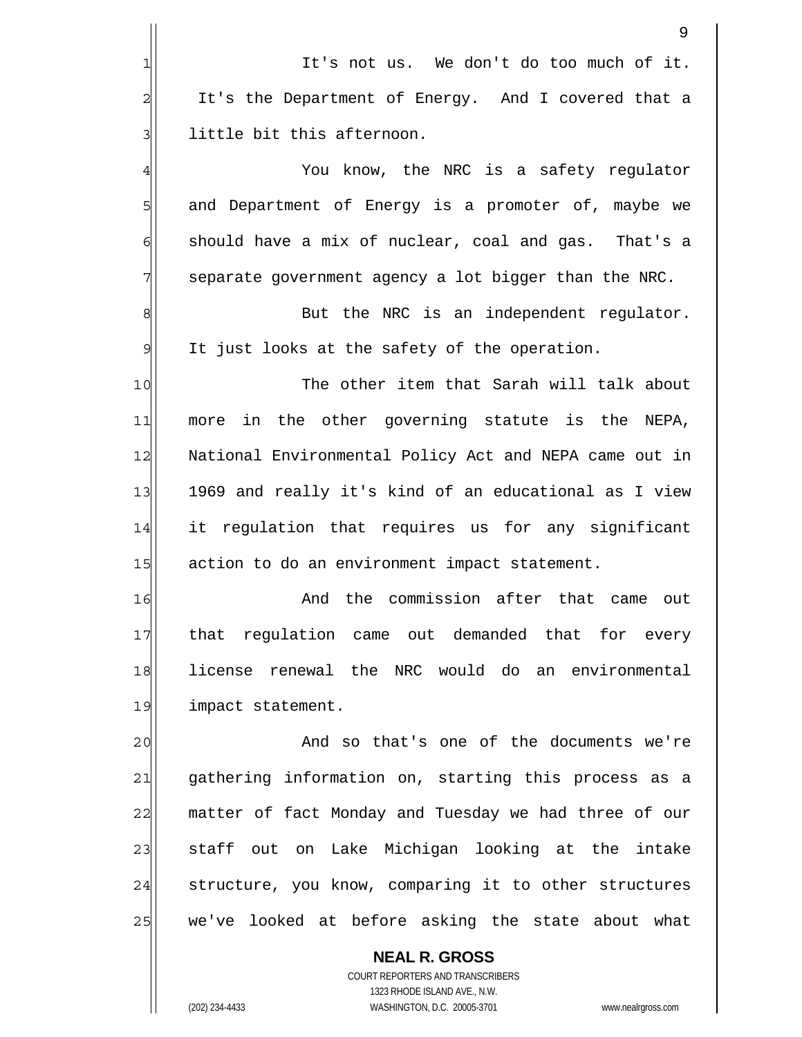It's not us. We don't do too much of it. It's the Department of Energy. And I covered that a little bit this afternoon.

You know, the NRC is a safety regulator and Department of Energy is a promoter of, maybe we should have a mix of nuclear, coal and gas. That's a separate government agency a lot bigger than the NRC.

But the NRC is an independent regulator. It just looks at the safety of the operation.

The other item that Sarah will talk about more in the other governing statute is the NEPA, National Environmental Policy Act and NEPA came out in 1969 and really it's kind of an educational as I view it regulation that requires us for any significant action to do an environment impact statement.

And the commission after that came out that regulation came out demanded that for every license renewal the NRC would do an environmental impact statement.

And so that's one of the documents we're gathering information on, starting this process as a matter of fact Monday and Tuesday we had three of our staff out on Lake Michigan looking at the intake structure, you know, comparing it to other structures we've looked at before asking the state about what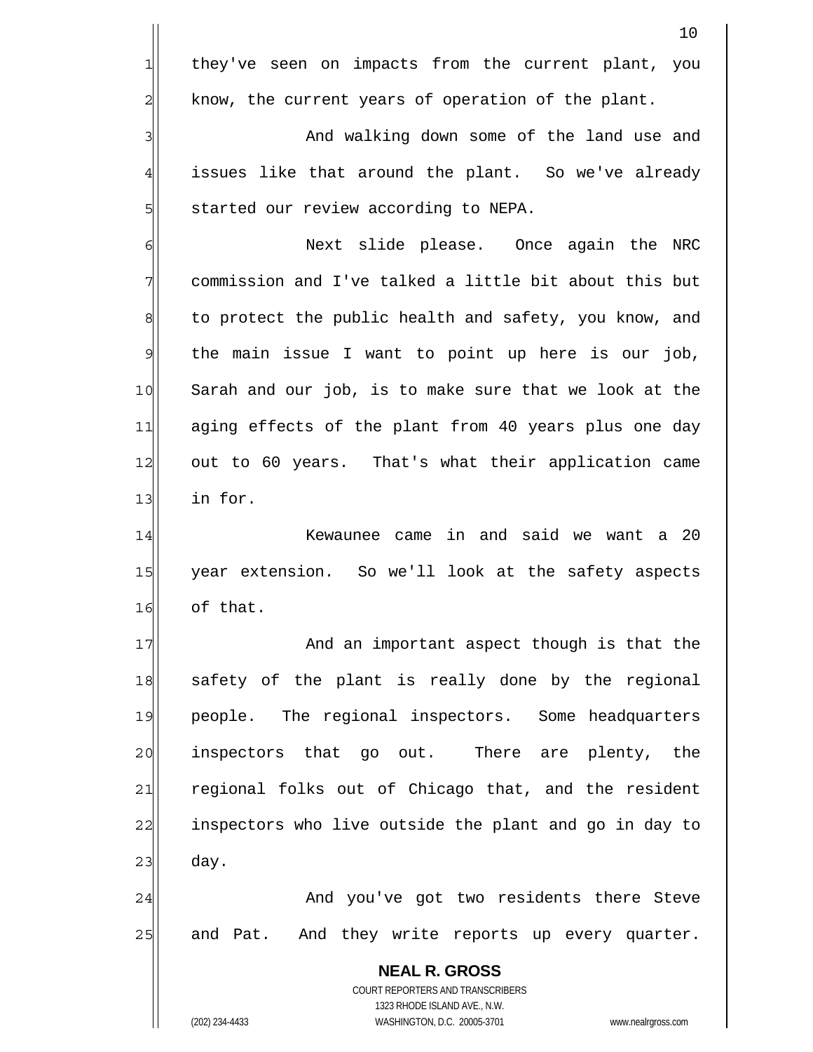they've seen on impacts from the current plant, you know, the current years of operation of the plant.

And walking down some of the land use and issues like that around the plant. So we've already started our review according to NEPA.

Next slide please. Once again the NRC commission and I've talked a little bit about this but to protect the public health and safety, you know, and the main issue I want to point up here is our job, Sarah and our job, is to make sure that we look at the aging effects of the plant from 40 years plus one day out to 60 years. That's what their application came in for.

Kewaunee came in and said we want a 20 year extension. So we'll look at the safety aspects of that.

And an important aspect though is that the safety of the plant is really done by the regional people. The regional inspectors. Some headquarters inspectors that go out. There are plenty, the regional folks out of Chicago that, and the resident inspectors who live outside the plant and go in day to day.

And you've got two residents there Steve and Pat. And they write reports up every quarter.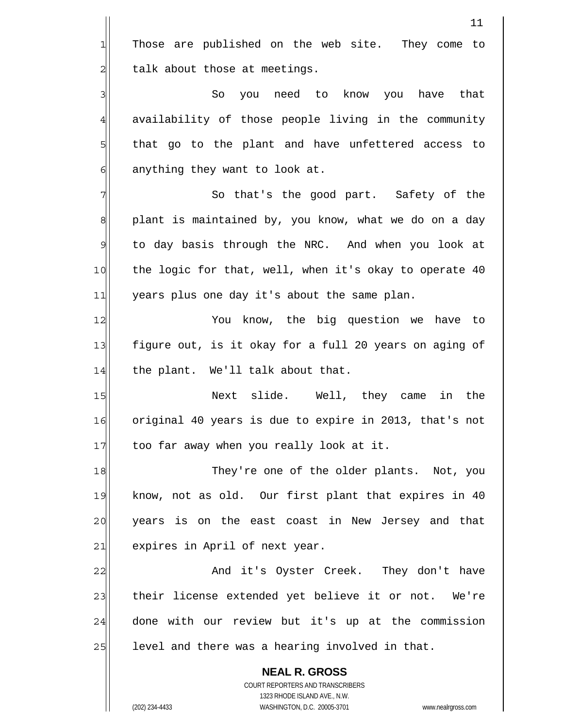Those are published on the web site. They come to talk about those at meetings.

So you need to know you have that availability of those people living in the community that go to the plant and have unfettered access to anything they want to look at.

So that's the good part. Safety of the plant is maintained by, you know, what we do on a day to day basis through the NRC. And when you look at the logic for that, well, when it's okay to operate 40 years plus one day it's about the same plan.

You know, the big question we have to figure out, is it okay for a full 20 years on aging of the plant. We'll talk about that.

Next slide. Well, they came in the original 40 years is due to expire in 2013, that's not too far away when you really look at it.

They're one of the older plants. Not, you know, not as old. Our first plant that expires in 40 years is on the east coast in New Jersey and that expires in April of next year.

And it's Oyster Creek. They don't have their license extended yet believe it or not. We're done with our review but it's up at the commission level and there was a hearing involved in that.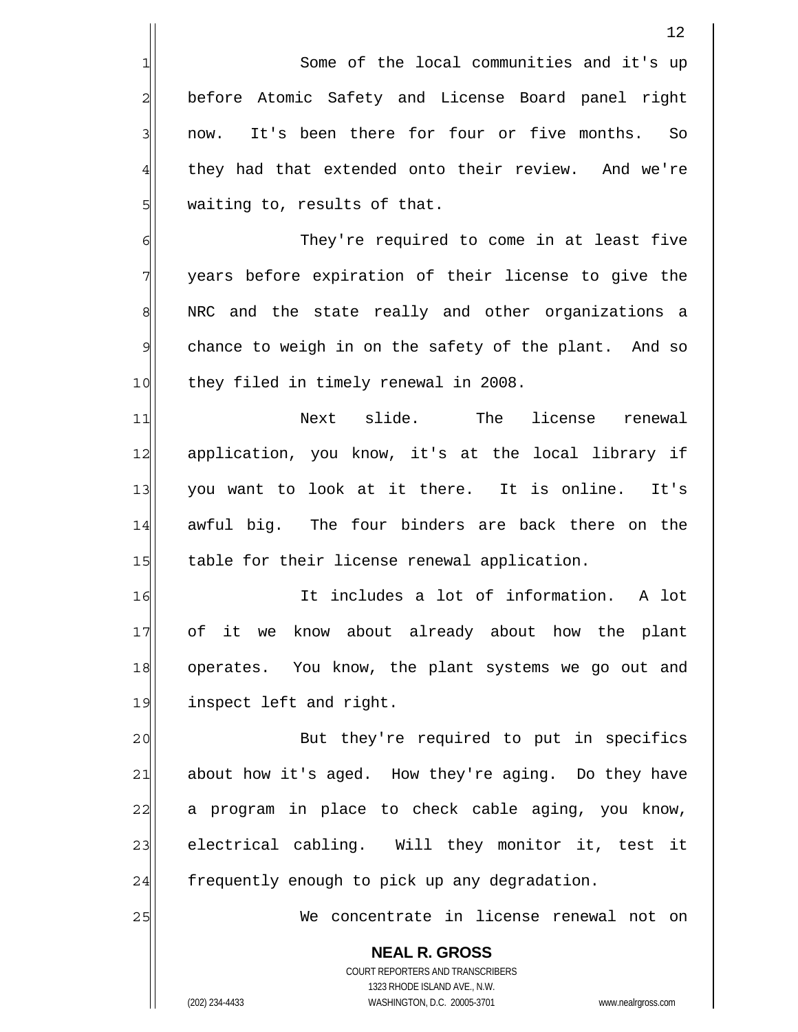Some of the local communities and it's up before Atomic Safety and License Board panel right now. It's been there for four or five months. So they had that extended onto their review. And we're waiting to, results of that.

They're required to come in at least five years before expiration of their license to give the NRC and the state really and other organizations a chance to weigh in on the safety of the plant. And so they filed in timely renewal in 2008.

Next slide. The license renewal application, you know, it's at the local library if you want to look at it there. It is online. It's awful big. The four binders are back there on the table for their license renewal application.

It includes a lot of information. A lot of it we know about already about how the plant operates. You know, the plant systems we go out and inspect left and right.

But they're required to put in specifics about how it's aged. How they're aging. Do they have a program in place to check cable aging, you know, electrical cabling. Will they monitor it, test it frequently enough to pick up any degradation.

We concentrate in license renewal not on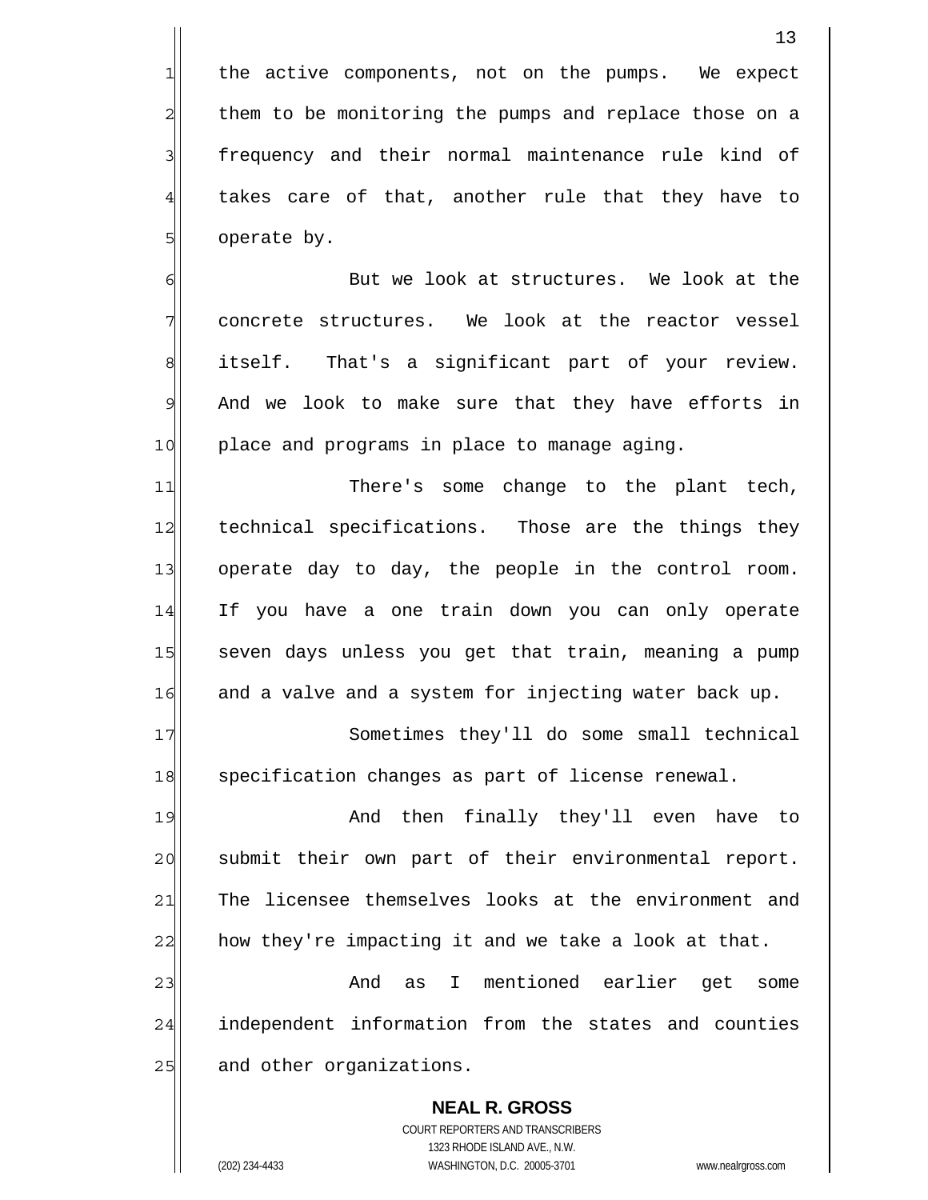the active components, not on the pumps. We expect them to be monitoring the pumps and replace those on a frequency and their normal maintenance rule kind of takes care of that, another rule that they have to operate by.

But we look at structures. We look at the concrete structures. We look at the reactor vessel itself. That's a significant part of your review. And we look to make sure that they have efforts in place and programs in place to manage aging.

There's some change to the plant tech, technical specifications. Those are the things they operate day to day, the people in the control room. If you have a one train down you can only operate seven days unless you get that train, meaning a pump and a valve and a system for injecting water back up.

Sometimes they'll do some small technical specification changes as part of license renewal.

And then finally they'll even have to submit their own part of their environmental report. The licensee themselves looks at the environment and how they're impacting it and we take a look at that.

And as I mentioned earlier get some independent information from the states and counties and other organizations.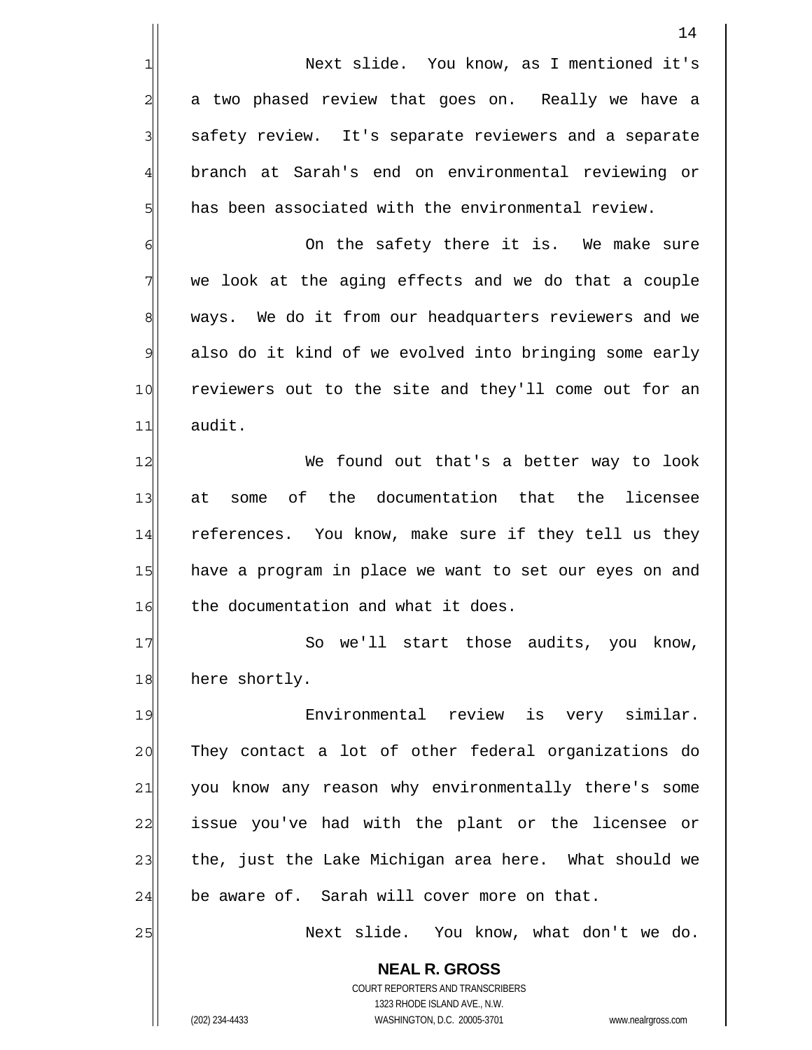Next slide. You know, as I mentioned it's a two phased review that goes on. Really we have a safety review. It's separate reviewers and a separate branch at Sarah's end on environmental reviewing or has been associated with the environmental review.

On the safety there it is. We make sure we look at the aging effects and we do that a couple ways. We do it from our headquarters reviewers and we also do it kind of we evolved into bringing some early reviewers out to the site and they'll come out for an audit.

We found out that's a better way to look at some of the documentation that the licensee references. You know, make sure if they tell us they have a program in place we want to set our eyes on and the documentation and what it does.

So we'll start those audits, you know, here shortly.

Environmental review is very similar. They contact a lot of other federal organizations do you know any reason why environmentally there's some issue you've had with the plant or the licensee or the, just the Lake Michigan area here. What should we be aware of. Sarah will cover more on that.

Next slide. You know, what don't we do.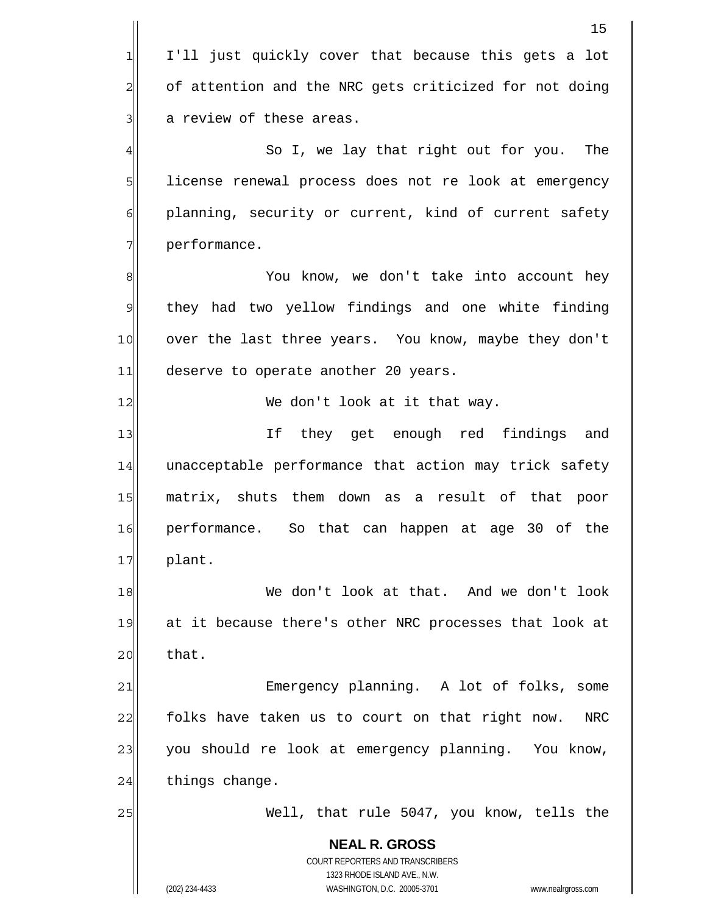I'll just quickly cover that because this gets a lot of attention and the NRC gets criticized for not doing a review of these areas.

So I, we lay that right out for you. The license renewal process does not re look at emergency planning, security or current, kind of current safety performance.

You know, we don't take into account hey they had two yellow findings and one white finding over the last three years. You know, maybe they don't deserve to operate another 20 years.

We don't look at it that way.

If they get enough red findings and unacceptable performance that action may trick safety matrix, shuts them down as a result of that poor performance. So that can happen at age 30 of the plant.

We don't look at that. And we don't look at it because there's other NRC processes that look at that.

Emergency planning. A lot of folks, some folks have taken us to court on that right now. NRC you should re look at emergency planning. You know, things change.

Well, that rule 5047, you know, tells the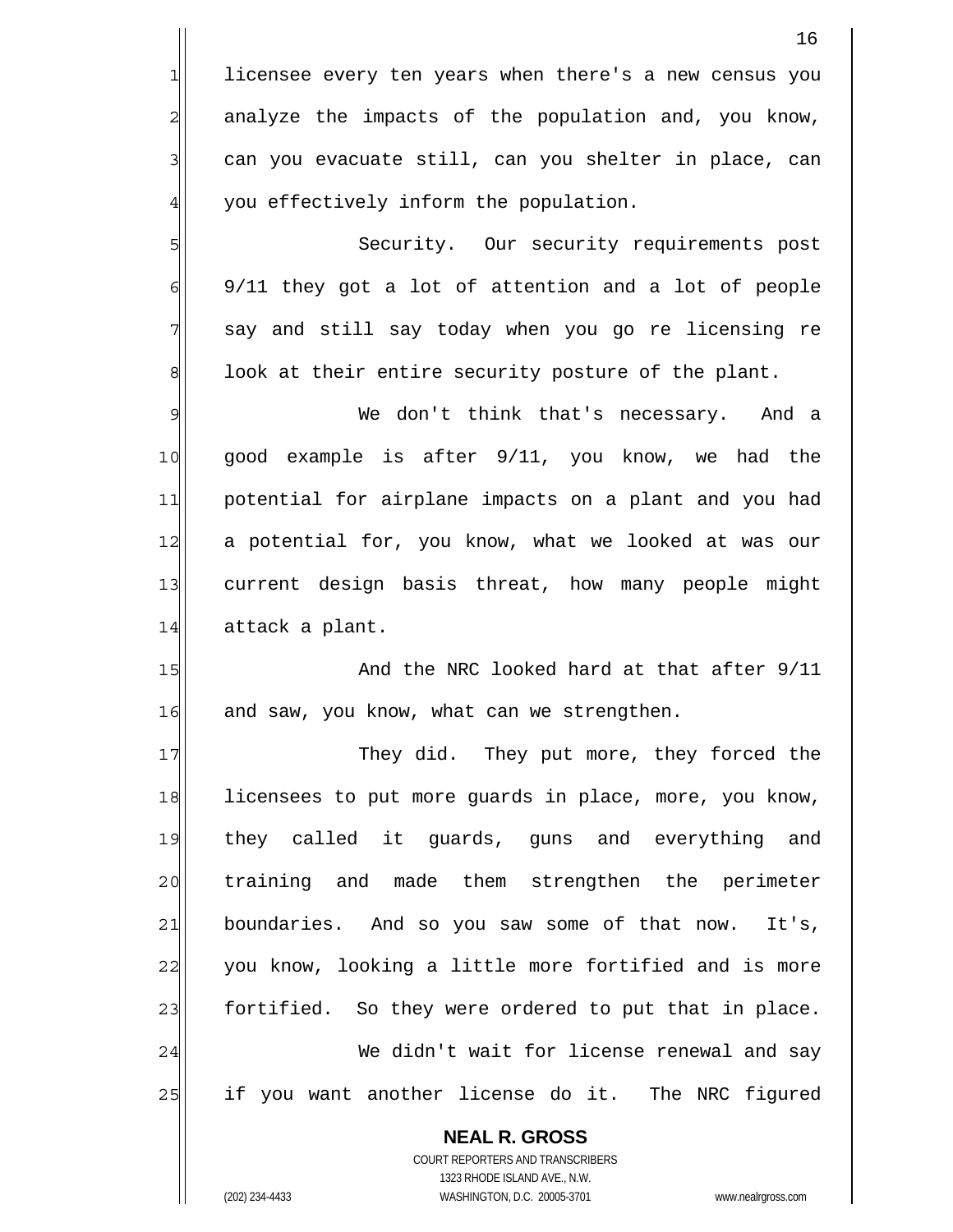licensee every ten years when there's a new census you analyze the impacts of the population and, you know, can you evacuate still, can you shelter in place, can you effectively inform the population.

Security. Our security requirements post 9/11 they got a lot of attention and a lot of people say and still say today when you go re licensing re look at their entire security posture of the plant.

We don't think that's necessary. And a good example is after 9/11, you know, we had the potential for airplane impacts on a plant and you had a potential for, you know, what we looked at was our current design basis threat, how many people might attack a plant.

And the NRC looked hard at that after 9/11 and saw, you know, what can we strengthen.

They did. They put more, they forced the licensees to put more guards in place, more, you know, they called it guards, guns and everything and training and made them strengthen the perimeter boundaries. And so you saw some of that now. It's, you know, looking a little more fortified and is more fortified. So they were ordered to put that in place.

We didn't wait for license renewal and say if you want another license do it. The NRC figured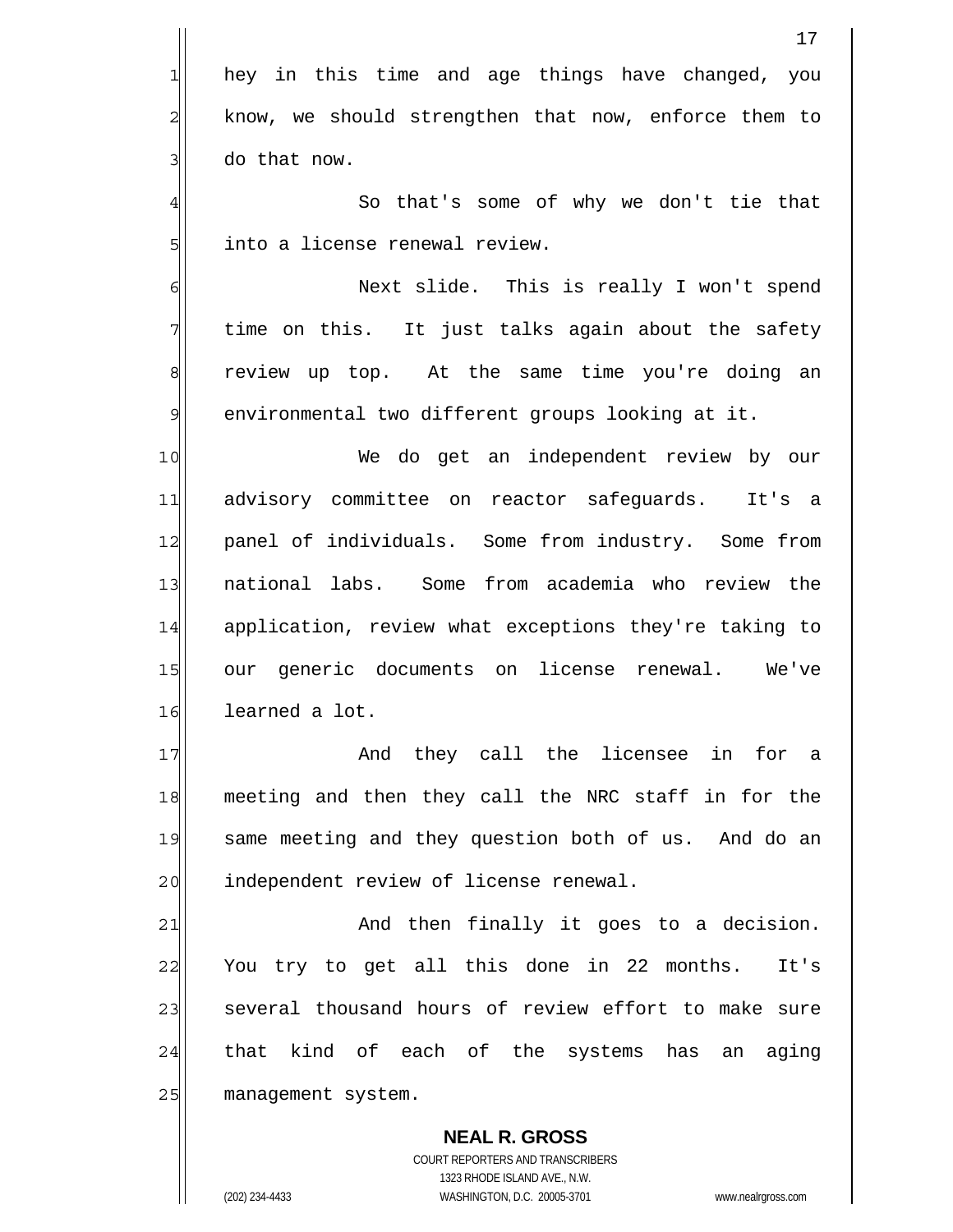hey in this time and age things have changed, you know, we should strengthen that now, enforce them to do that now.

So that's some of why we don't tie that into a license renewal review.

Next slide. This is really I won't spend time on this. It just talks again about the safety review up top. At the same time you're doing an environmental two different groups looking at it.

We do get an independent review by our advisory committee on reactor safeguards. It's a panel of individuals. Some from industry. Some from national labs. Some from academia who review the application, review what exceptions they're taking to our generic documents on license renewal. We've learned a lot.

And they call the licensee in for a meeting and then they call the NRC staff in for the same meeting and they question both of us. And do an independent review of license renewal.

And then finally it goes to a decision. You try to get all this done in 22 months. It's several thousand hours of review effort to make sure that kind of each of the systems has an aging management system.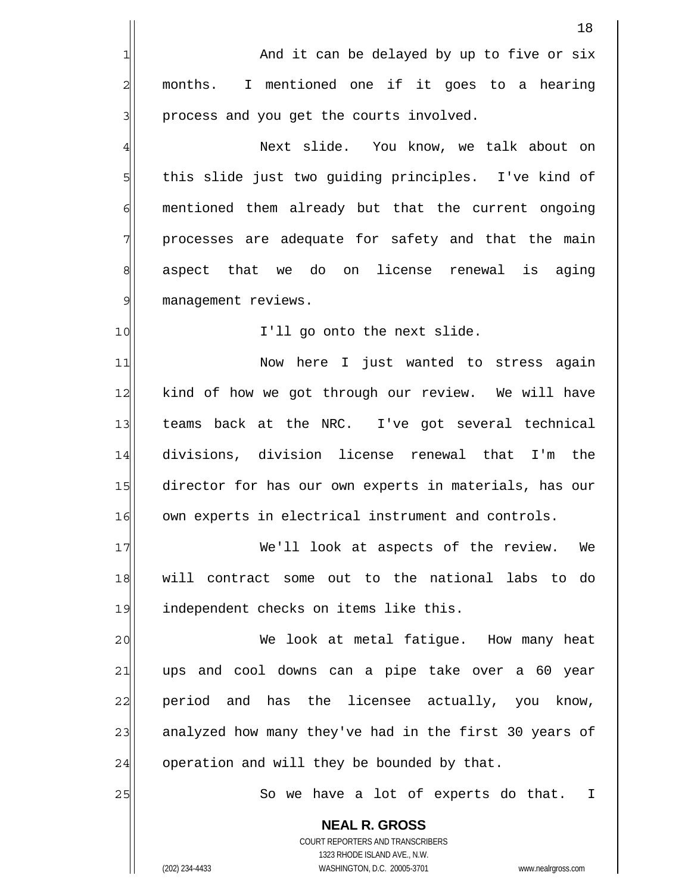And it can be delayed by up to five or six months. I mentioned one if it goes to a hearing process and you get the courts involved.

Next slide. You know, we talk about on this slide just two guiding principles. I've kind of mentioned them already but that the current ongoing processes are adequate for safety and that the main aspect that we do on license renewal is aging management reviews.

I'll go onto the next slide.

Now here I just wanted to stress again kind of how we got through our review. We will have teams back at the NRC. I've got several technical divisions, division license renewal that I'm the director for has our own experts in materials, has our own experts in electrical instrument and controls.

We'll look at aspects of the review. We will contract some out to the national labs to do independent checks on items like this.

We look at metal fatigue. How many heat ups and cool downs can a pipe take over a 60 year period and has the licensee actually, you know, analyzed how many they've had in the first 30 years of operation and will they be bounded by that.

So we have a lot of experts do that. I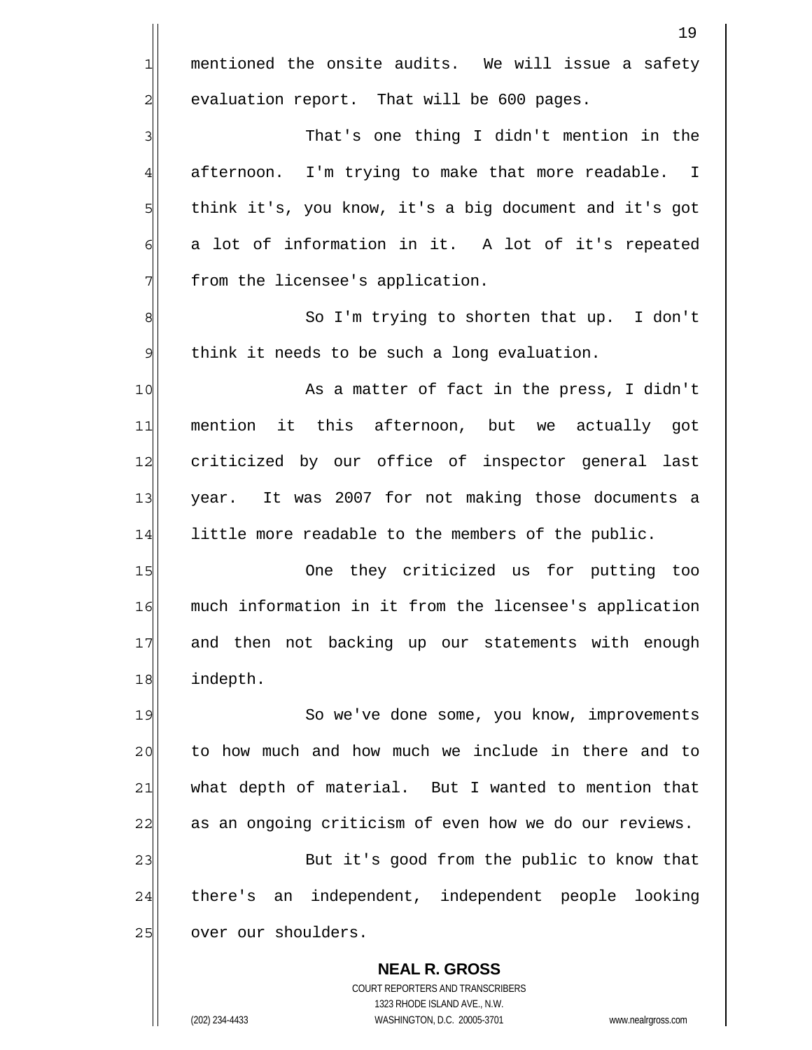mentioned the onsite audits. We will issue a safety evaluation report. That will be 600 pages.

That's one thing I didn't mention in the afternoon. I'm trying to make that more readable. I think it's, you know, it's a big document and it's got a lot of information in it. A lot of it's repeated from the licensee's application.

So I'm trying to shorten that up. I don't think it needs to be such a long evaluation.

As a matter of fact in the press, I didn't mention it this afternoon, but we actually got criticized by our office of inspector general last year. It was 2007 for not making those documents a little more readable to the members of the public.

One they criticized us for putting too much information in it from the licensee's application and then not backing up our statements with enough indepth.

So we've done some, you know, improvements to how much and how much we include in there and to what depth of material. But I wanted to mention that as an ongoing criticism of even how we do our reviews.

But it's good from the public to know that there's an independent, independent people looking over our shoulders.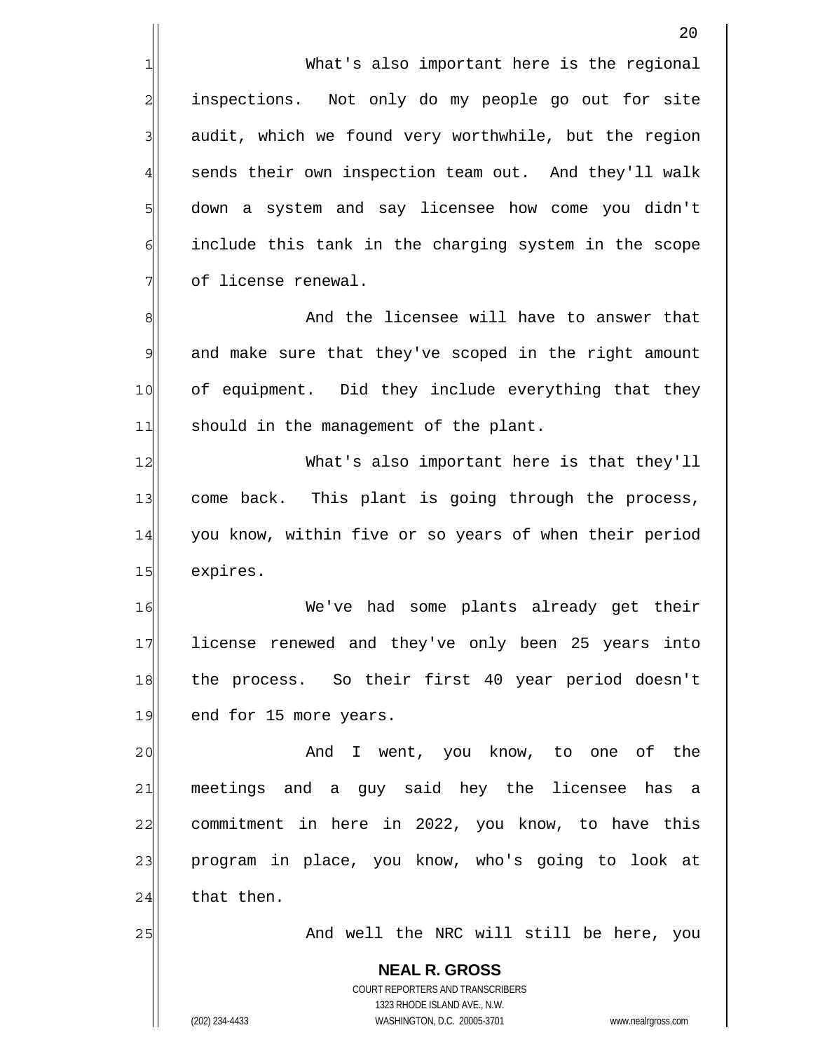What's also important here is the regional inspections. Not only do my people go out for site audit, which we found very worthwhile, but the region sends their own inspection team out. And they'll walk down a system and say licensee how come you didn't include this tank in the charging system in the scope of license renewal.

And the licensee will have to answer that and make sure that they've scoped in the right amount of equipment. Did they include everything that they should in the management of the plant.

What's also important here is that they'll come back. This plant is going through the process, you know, within five or so years of when their period expires.

We've had some plants already get their license renewed and they've only been 25 years into the process. So their first 40 year period doesn't end for 15 more years.

And I went, you know, to one of the meetings and a guy said hey the licensee has a commitment in here in 2022, you know, to have this program in place, you know, who's going to look at that then.

And well the NRC will still be here, you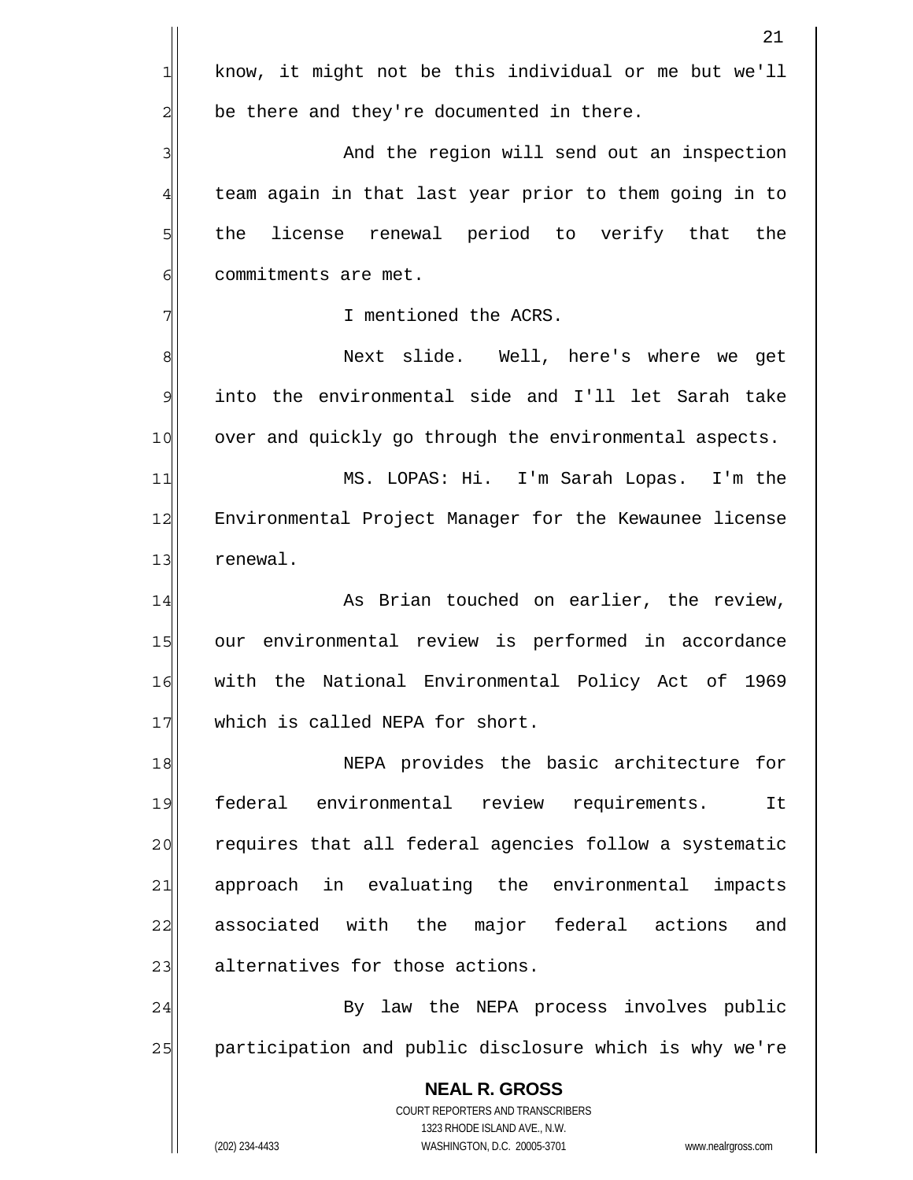know, it might not be this individual or me but we'll be there and they're documented in there.

And the region will send out an inspection team again in that last year prior to them going in to the license renewal period to verify that the commitments are met.

I mentioned the ACRS.

Next slide. Well, here's where we get into the environmental side and I'll let Sarah take over and quickly go through the environmental aspects.

MS. LOPAS: Hi. I'm Sarah Lopas. I'm the Environmental Project Manager for the Kewaunee license renewal.

As Brian touched on earlier, the review, our environmental review is performed in accordance with the National Environmental Policy Act of 1969 which is called NEPA for short.

NEPA provides the basic architecture for federal environmental review requirements. It requires that all federal agencies follow a systematic approach in evaluating the environmental impacts associated with the major federal actions and alternatives for those actions.

By law the NEPA process involves public participation and public disclosure which is why we're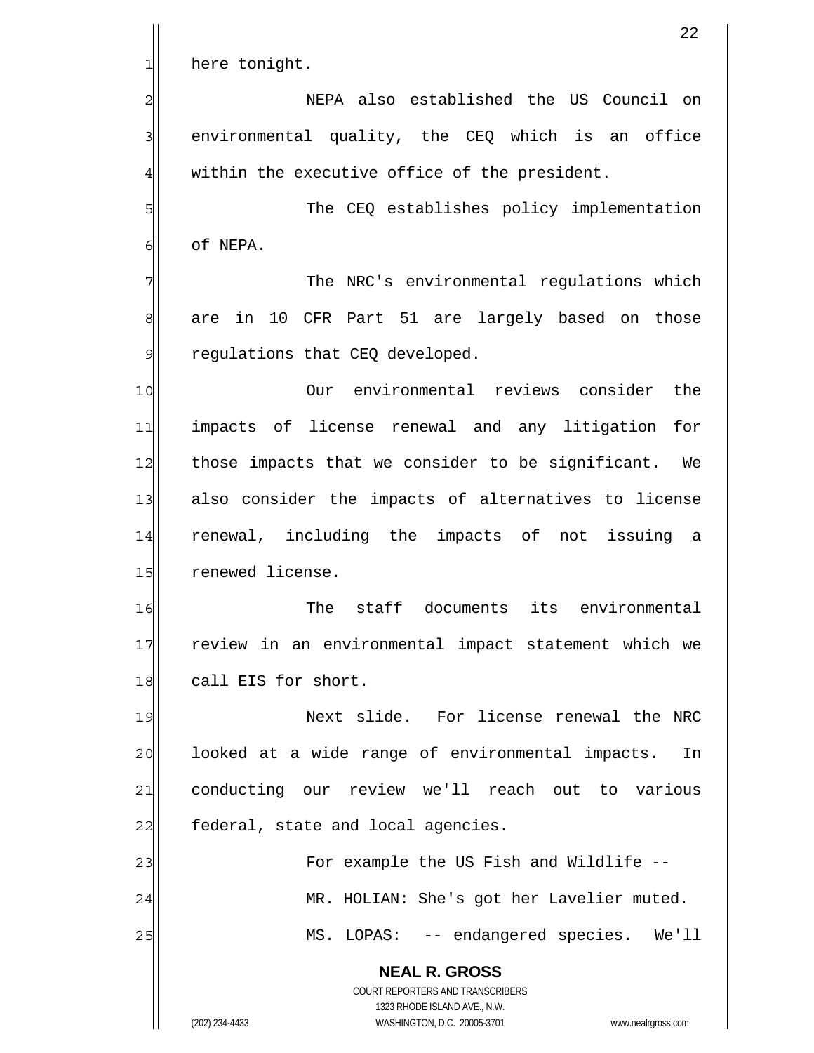here tonight.

NEPA also established the US Council on environmental quality, the CEQ which is an office within the executive office of the president.

The CEQ establishes policy implementation of NEPA.

The NRC's environmental regulations which are in 10 CFR Part 51 are largely based on those regulations that CEQ developed.

Our environmental reviews consider the impacts of license renewal and any litigation for those impacts that we consider to be significant. We also consider the impacts of alternatives to license renewal, including the impacts of not issuing a renewed license.

The staff documents its environmental review in an environmental impact statement which we call EIS for short.

Next slide. For license renewal the NRC looked at a wide range of environmental impacts. In conducting our review we'll reach out to various federal, state and local agencies.

For example the US Fish and Wildlife --

MR. HOLIAN: She's got her Lavelier muted.

MS. LOPAS: -- endangered species. We'll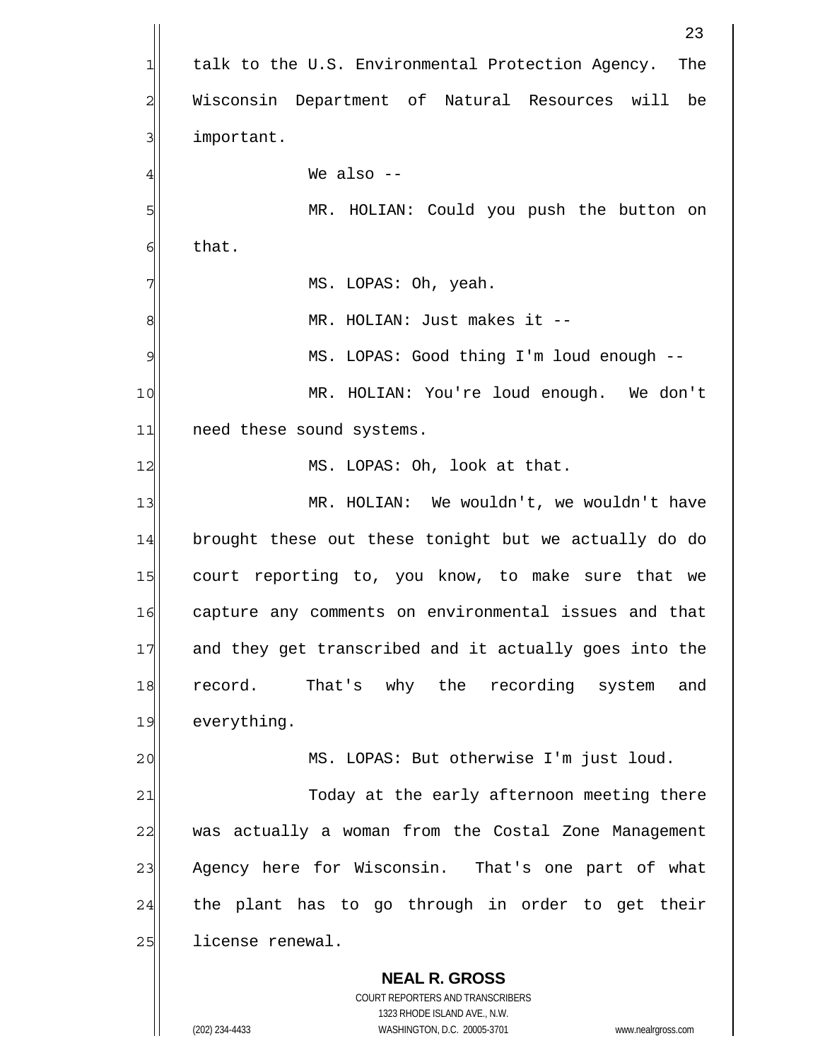talk to the U.S. Environmental Protection Agency. The Wisconsin Department of Natural Resources will be important.

We also --

MR. HOLIAN: Could you push the button on that.

MS. LOPAS: Oh, yeah.

MR. HOLIAN: Just makes it --

MS. LOPAS: Good thing I'm loud enough --

MR. HOLIAN: You're loud enough. We don't need these sound systems.

MS. LOPAS: Oh, look at that.

MR. HOLIAN: We wouldn't, we wouldn't have brought these out these tonight but we actually do do court reporting to, you know, to make sure that we capture any comments on environmental issues and that and they get transcribed and it actually goes into the record. That's why the recording system and everything.

MS. LOPAS: But otherwise I'm just loud.

Today at the early afternoon meeting there was actually a woman from the Costal Zone Management Agency here for Wisconsin. That's one part of what the plant has to go through in order to get their license renewal.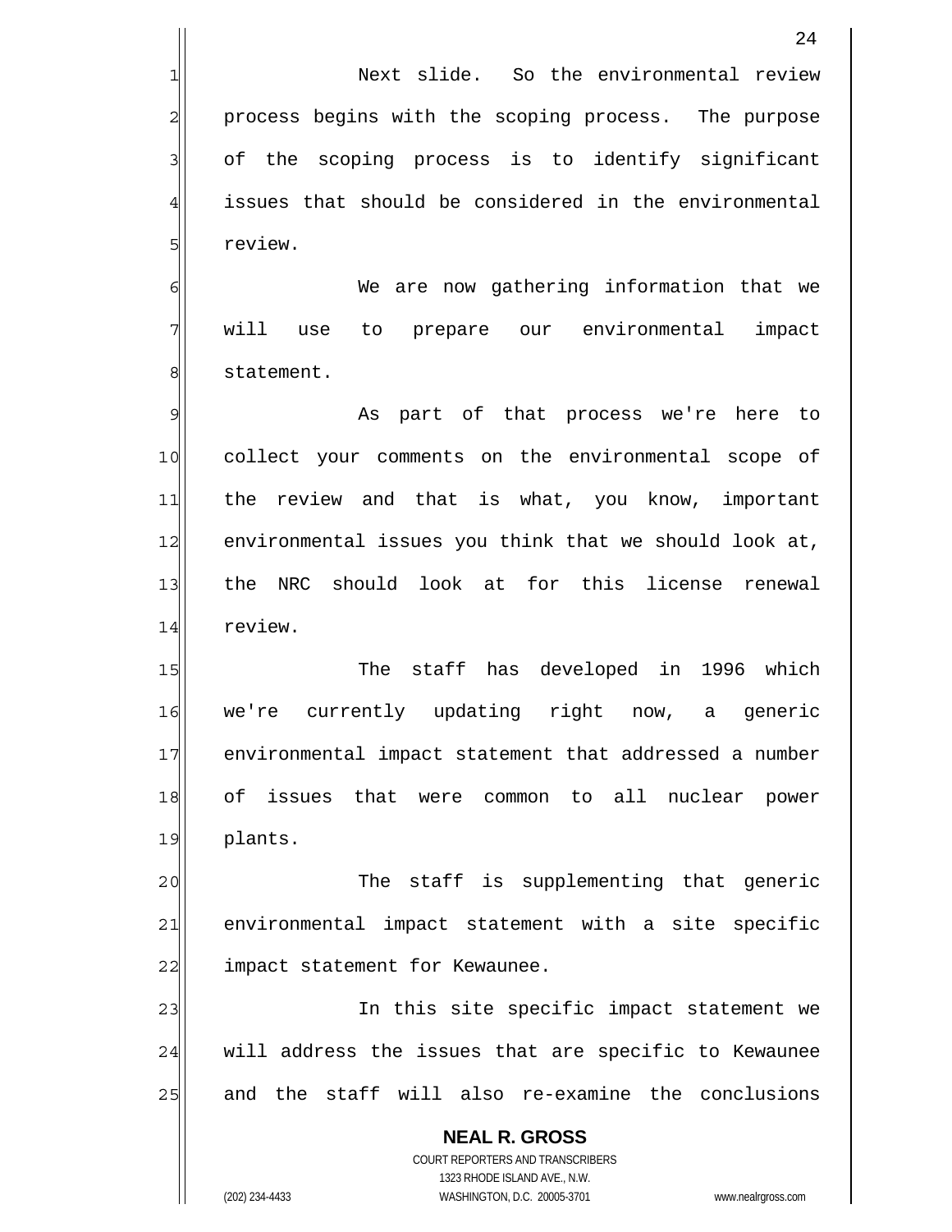Next slide. So the environmental review process begins with the scoping process. The purpose of the scoping process is to identify significant issues that should be considered in the environmental review.

We are now gathering information that we will use to prepare our environmental impact statement.

As part of that process we're here to collect your comments on the environmental scope of the review and that is what, you know, important environmental issues you think that we should look at, the NRC should look at for this license renewal review.

The staff has developed in 1996 which we're currently updating right now, a generic environmental impact statement that addressed a number of issues that were common to all nuclear power plants.

The staff is supplementing that generic environmental impact statement with a site specific impact statement for Kewaunee.

In this site specific impact statement we will address the issues that are specific to Kewaunee and the staff will also re-examine the conclusions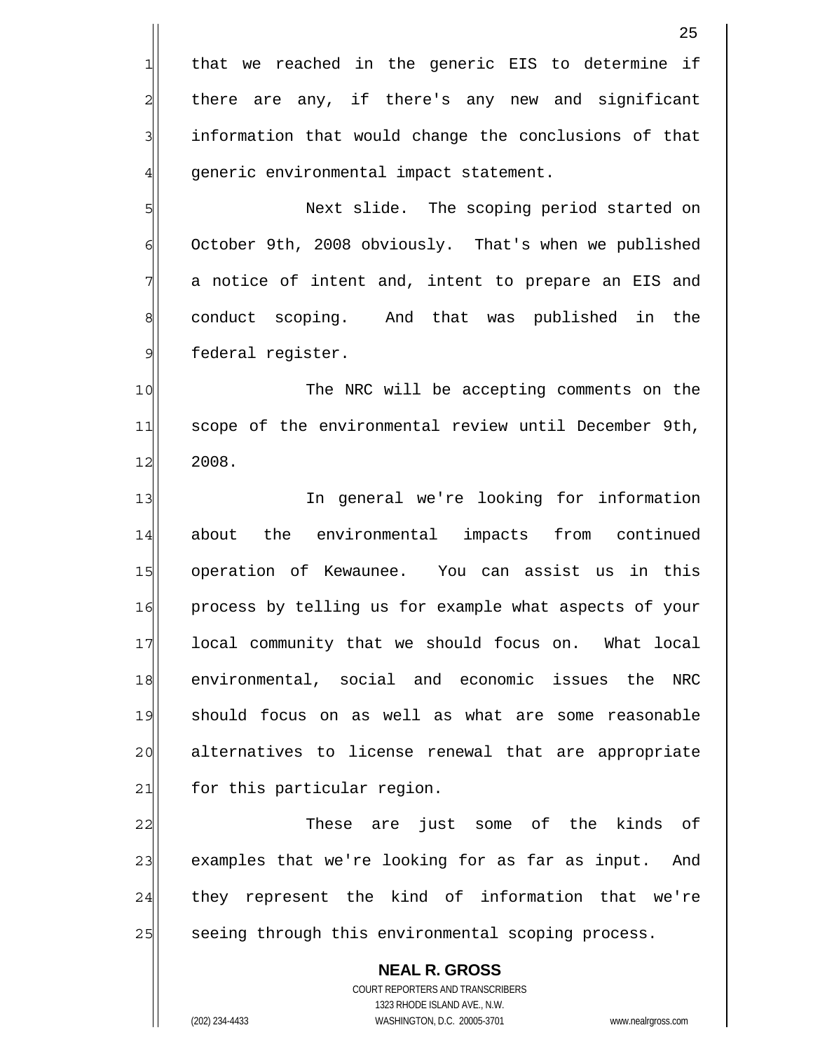that we reached in the generic EIS to determine if there are any, if there's any new and significant information that would change the conclusions of that generic environmental impact statement.

Next slide. The scoping period started on October 9th, 2008 obviously. That's when we published a notice of intent and, intent to prepare an EIS and conduct scoping. And that was published in the federal register.

The NRC will be accepting comments on the scope of the environmental review until December 9th, 2008.

In general we're looking for information about the environmental impacts from continued operation of Kewaunee. You can assist us in this process by telling us for example what aspects of your local community that we should focus on. What local environmental, social and economic issues the NRC should focus on as well as what are some reasonable alternatives to license renewal that are appropriate for this particular region.

These are just some of the kinds of examples that we're looking for as far as input. And they represent the kind of information that we're seeing through this environmental scoping process.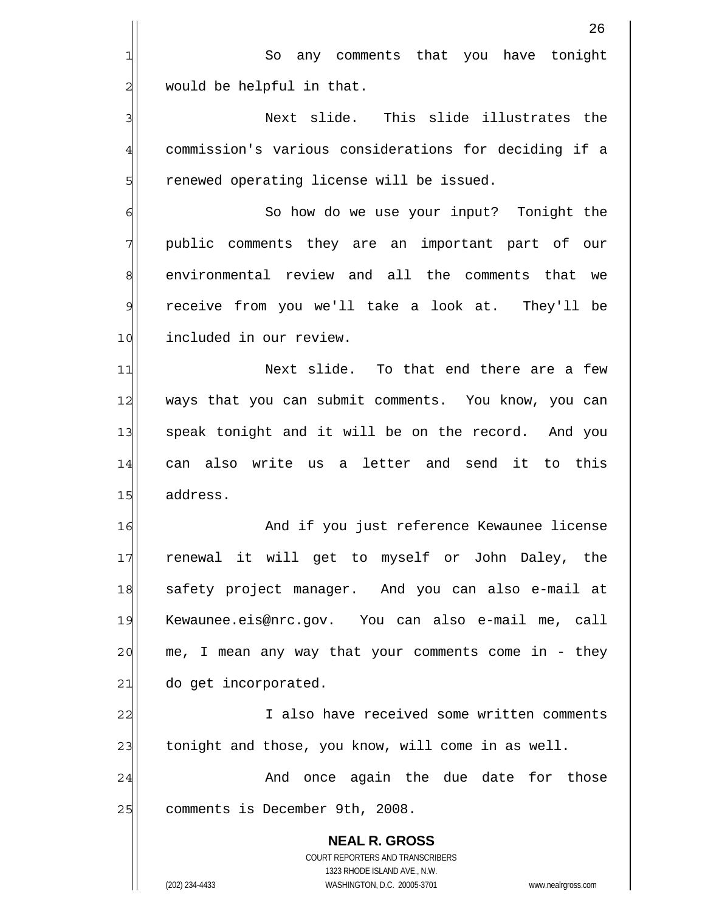So any comments that you have tonight would be helpful in that.

Next slide. This slide illustrates the commission's various considerations for deciding if a renewed operating license will be issued.

So how do we use your input? Tonight the public comments they are an important part of our environmental review and all the comments that we receive from you we'll take a look at. They'll be included in our review.

Next slide. To that end there are a few ways that you can submit comments. You know, you can speak tonight and it will be on the record. And you can also write us a letter and send it to this address.

And if you just reference Kewaunee license renewal it will get to myself or John Daley, the safety project manager. And you can also e-mail at Kewaunee.eis@nrc.gov. You can also e-mail me, call me, I mean any way that your comments come in - they do get incorporated.

I also have received some written comments tonight and those, you know, will come in as well.

And once again the due date for those comments is December 9th, 2008.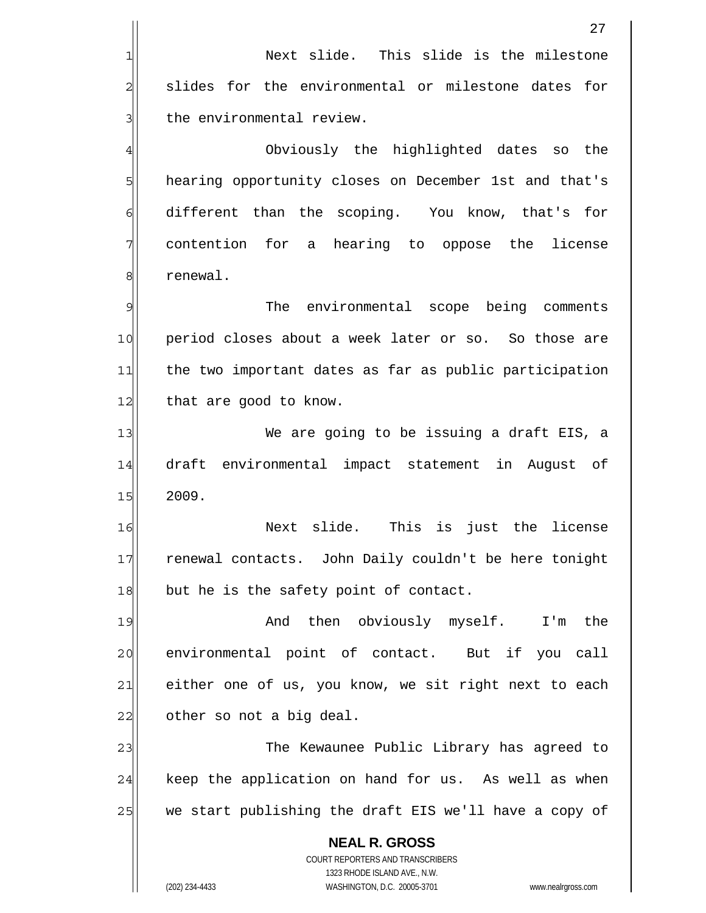Next slide. This slide is the milestone slides for the environmental or milestone dates for the environmental review.

Obviously the highlighted dates so the hearing opportunity closes on December 1st and that's different than the scoping. You know, that's for contention for a hearing to oppose the license renewal.

The environmental scope being comments period closes about a week later or so. So those are the two important dates as far as public participation that are good to know.

We are going to be issuing a draft EIS, a draft environmental impact statement in August of 2009.

Next slide. This is just the license renewal contacts. John Daily couldn't be here tonight but he is the safety point of contact.

And then obviously myself. I'm the environmental point of contact. But if you call either one of us, you know, we sit right next to each other so not a big deal.

The Kewaunee Public Library has agreed to keep the application on hand for us. As well as when we start publishing the draft EIS we'll have a copy of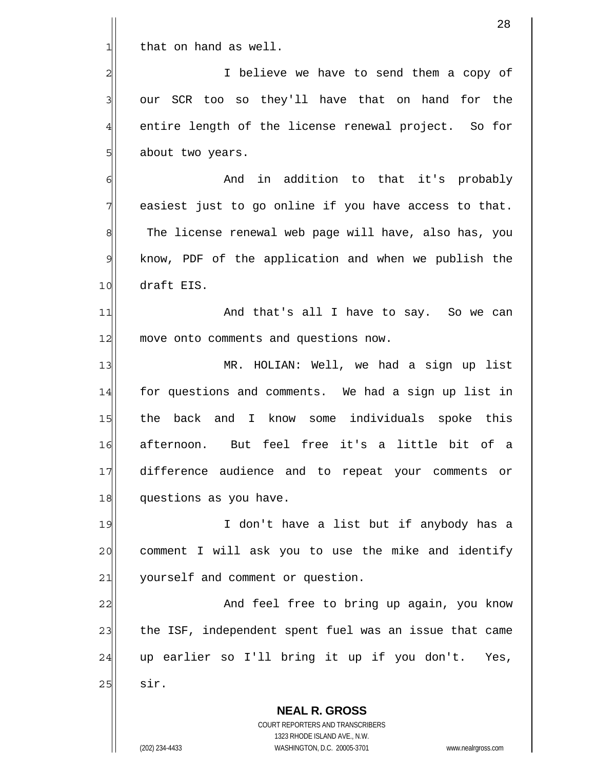that on hand as well.

I believe we have to send them a copy of our SCR too so they'll have that on hand for the entire length of the license renewal project. So for about two years.

And in addition to that it's probably easiest just to go online if you have access to that. The license renewal web page will have, also has, you know, PDF of the application and when we publish the draft EIS.

And that's all I have to say. So we can move onto comments and questions now.

MR. HOLIAN: Well, we had a sign up list for questions and comments. We had a sign up list in the back and I know some individuals spoke this afternoon. But feel free it's a little bit of a difference audience and to repeat your comments or questions as you have.

I don't have a list but if anybody has a comment I will ask you to use the mike and identify yourself and comment or question.

And feel free to bring up again, you know the ISF, independent spent fuel was an issue that came up earlier so I'll bring it up if you don't. Yes, sir.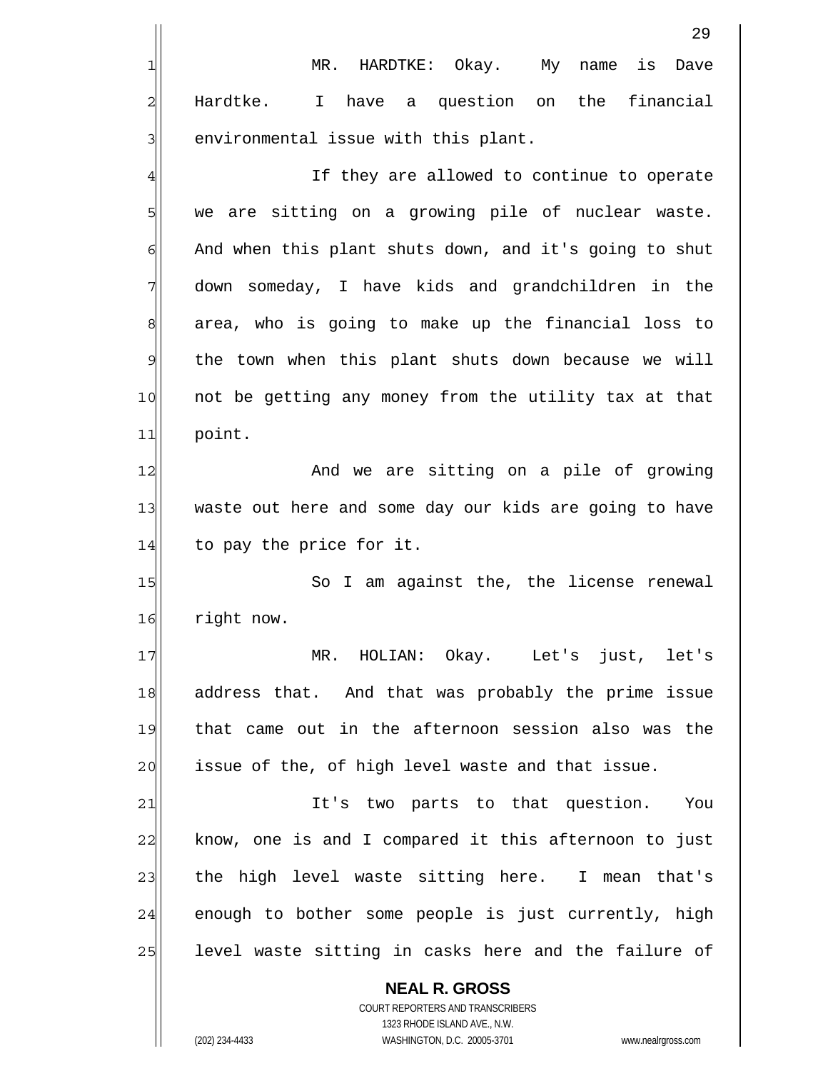MR. HARDTKE: Okay. My name is Dave Hardtke. I have a question on the financial environmental issue with this plant.

If they are allowed to continue to operate we are sitting on a growing pile of nuclear waste. And when this plant shuts down, and it's going to shut down someday, I have kids and grandchildren in the area, who is going to make up the financial loss to the town when this plant shuts down because we will not be getting any money from the utility tax at that point.

And we are sitting on a pile of growing waste out here and some day our kids are going to have to pay the price for it.

So I am against the, the license renewal right now.

MR. HOLIAN: Okay. Let's just, let's address that. And that was probably the prime issue that came out in the afternoon session also was the issue of the, of high level waste and that issue.

It's two parts to that question. You know, one is and I compared it this afternoon to just the high level waste sitting here. I mean that's enough to bother some people is just currently, high level waste sitting in casks here and the failure of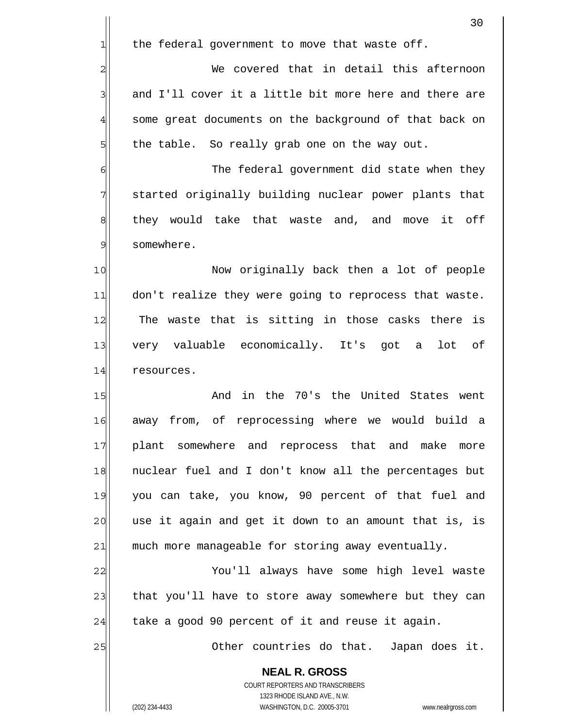the federal government to move that waste off.

We covered that in detail this afternoon and I'll cover it a little bit more here and there are some great documents on the background of that back on the table. So really grab one on the way out.

The federal government did state when they started originally building nuclear power plants that they would take that waste and, and move it off somewhere.

Now originally back then a lot of people don't realize they were going to reprocess that waste. The waste that is sitting in those casks there is very valuable economically. It's got a lot of resources.

And in the 70's the United States went away from, of reprocessing where we would build a plant somewhere and reprocess that and make more nuclear fuel and I don't know all the percentages but you can take, you know, 90 percent of that fuel and use it again and get it down to an amount that is, is much more manageable for storing away eventually.

You'll always have some high level waste that you'll have to store away somewhere but they can take a good 90 percent of it and reuse it again.

Other countries do that. Japan does it.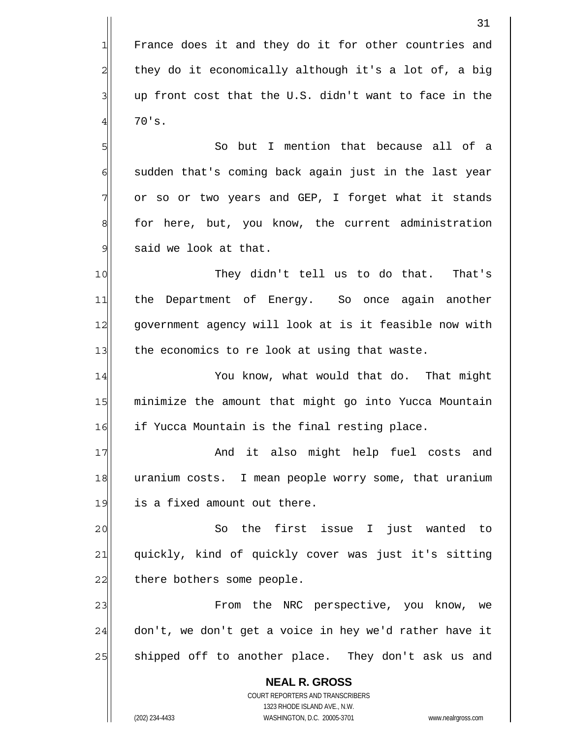France does it and they do it for other countries and they do it economically although it's a lot of, a big up front cost that the U.S. didn't want to face in the 70's.

So but I mention that because all of a sudden that's coming back again just in the last year or so or two years and GEP, I forget what it stands for here, but, you know, the current administration said we look at that.

They didn't tell us to do that. That's the Department of Energy. So once again another government agency will look at is it feasible now with the economics to re look at using that waste.

You know, what would that do. That might minimize the amount that might go into Yucca Mountain if Yucca Mountain is the final resting place.

And it also might help fuel costs and uranium costs. I mean people worry some, that uranium is a fixed amount out there.

So the first issue I just wanted to quickly, kind of quickly cover was just it's sitting there bothers some people.

From the NRC perspective, you know, we don't, we don't get a voice in hey we'd rather have it shipped off to another place. They don't ask us and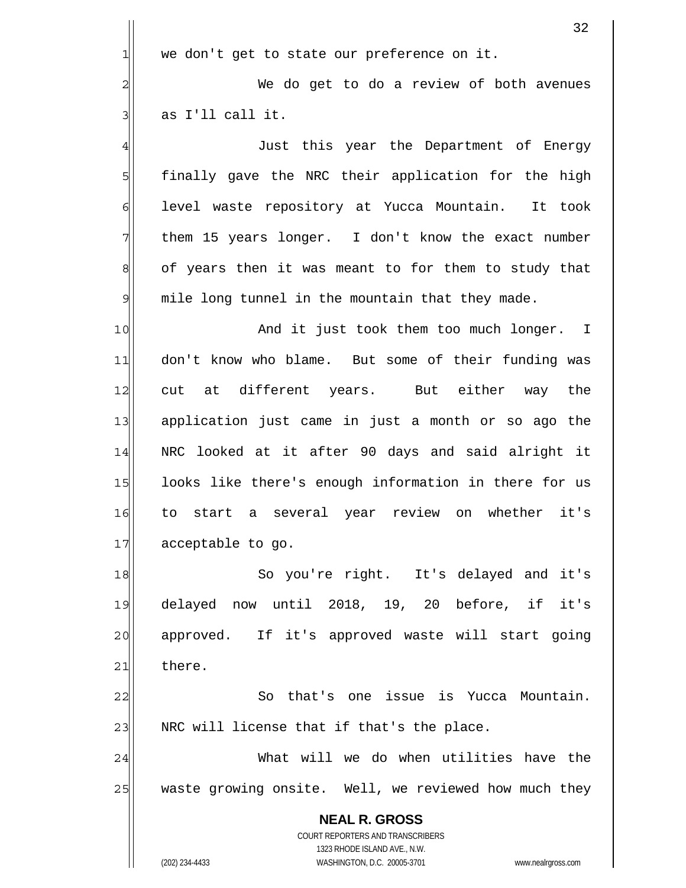we don't get to state our preference on it.

We do get to do a review of both avenues as I'll call it.

Just this year the Department of Energy finally gave the NRC their application for the high level waste repository at Yucca Mountain. It took them 15 years longer. I don't know the exact number of years then it was meant to for them to study that mile long tunnel in the mountain that they made.

And it just took them too much longer. I don't know who blame. But some of their funding was cut at different years. But either way the application just came in just a month or so ago the NRC looked at it after 90 days and said alright it looks like there's enough information in there for us to start a several year review on whether it's acceptable to go.

So you're right. It's delayed and it's delayed now until 2018, 19, 20 before, if it's approved. If it's approved waste will start going there.

So that's one issue is Yucca Mountain. NRC will license that if that's the place.

What will we do when utilities have the waste growing onsite. Well, we reviewed how much they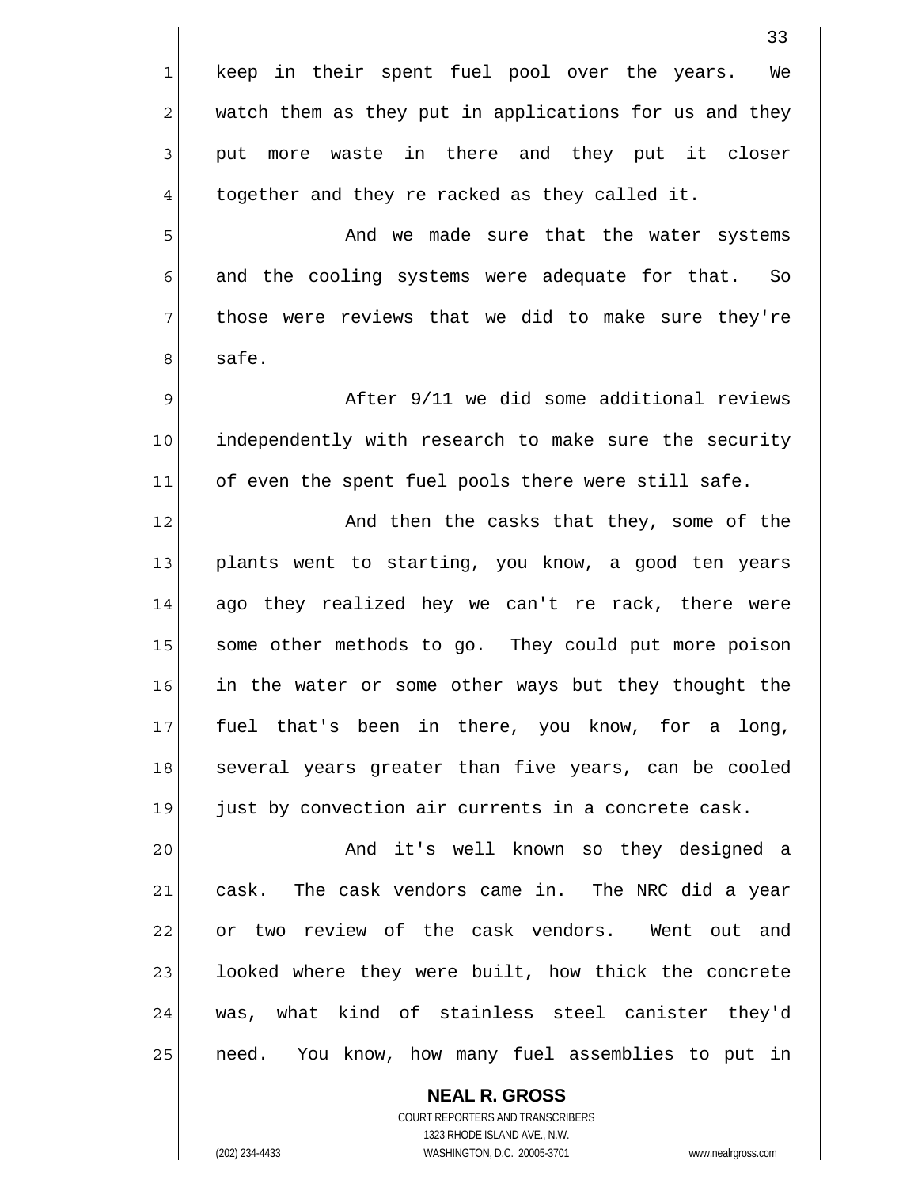keep in their spent fuel pool over the years. We watch them as they put in applications for us and they put more waste in there and they put it closer together and they re racked as they called it.

And we made sure that the water systems and the cooling systems were adequate for that. So those were reviews that we did to make sure they're safe.

After 9/11 we did some additional reviews independently with research to make sure the security of even the spent fuel pools there were still safe.

And then the casks that they, some of the plants went to starting, you know, a good ten years ago they realized hey we can't re rack, there were some other methods to go. They could put more poison in the water or some other ways but they thought the fuel that's been in there, you know, for a long, several years greater than five years, can be cooled just by convection air currents in a concrete cask.

And it's well known so they designed a cask. The cask vendors came in. The NRC did a year or two review of the cask vendors. Went out and looked where they were built, how thick the concrete was, what kind of stainless steel canister they'd need. You know, how many fuel assemblies to put in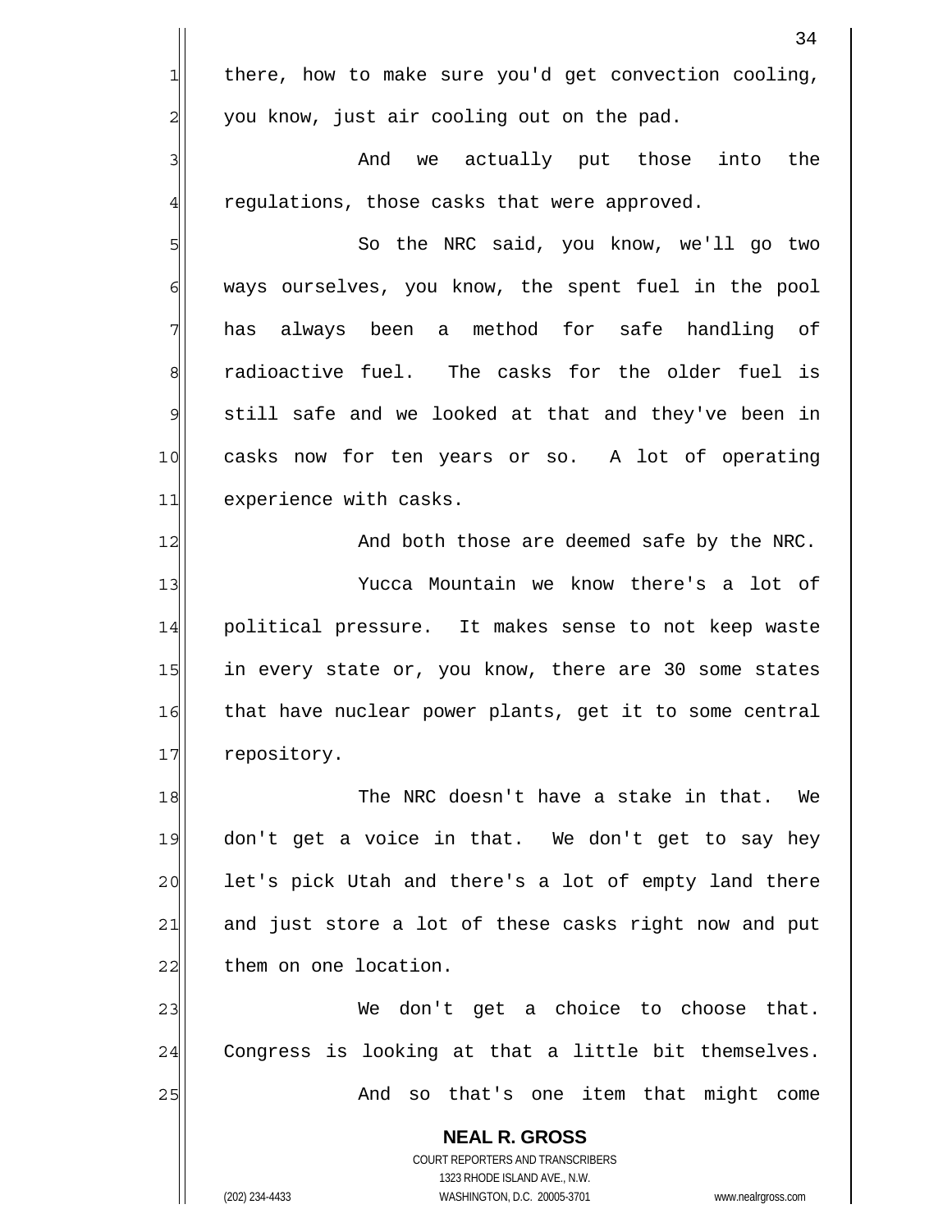there, how to make sure you'd get convection cooling, you know, just air cooling out on the pad.

And we actually put those into the regulations, those casks that were approved.

So the NRC said, you know, we'll go two ways ourselves, you know, the spent fuel in the pool has always been a method for safe handling of radioactive fuel. The casks for the older fuel is still safe and we looked at that and they've been in casks now for ten years or so. A lot of operating experience with casks.

And both those are deemed safe by the NRC.

Yucca Mountain we know there's a lot of political pressure. It makes sense to not keep waste in every state or, you know, there are 30 some states that have nuclear power plants, get it to some central repository.

The NRC doesn't have a stake in that. We don't get a voice in that. We don't get to say hey let's pick Utah and there's a lot of empty land there and just store a lot of these casks right now and put them on one location.

We don't get a choice to choose that. Congress is looking at that a little bit themselves.

And so that's one item that might come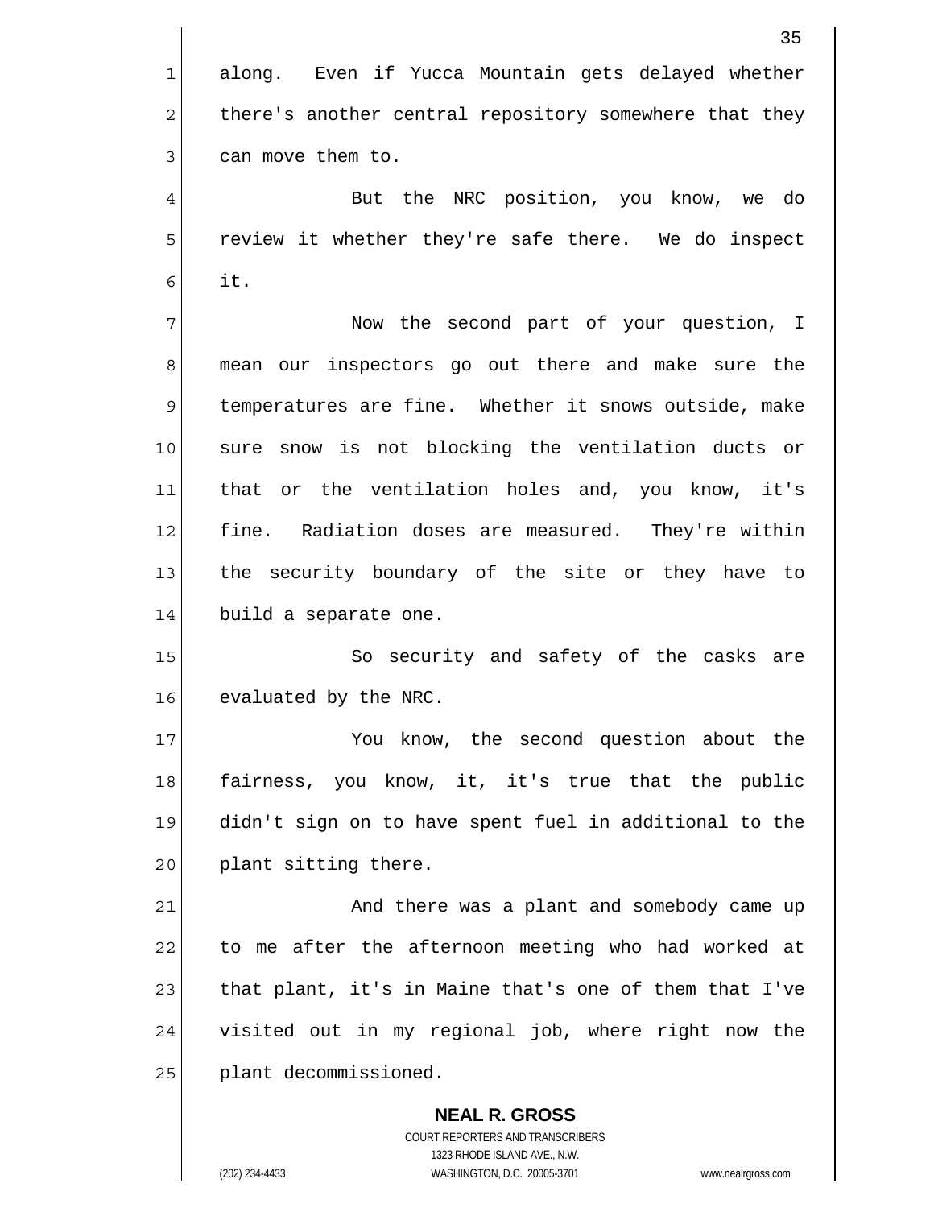along. Even if Yucca Mountain gets delayed whether there's another central repository somewhere that they can move them to.

But the NRC position, you know, we do review it whether they're safe there. We do inspect it.

Now the second part of your question, I mean our inspectors go out there and make sure the temperatures are fine. Whether it snows outside, make sure snow is not blocking the ventilation ducts or that or the ventilation holes and, you know, it's fine. Radiation doses are measured. They're within the security boundary of the site or they have to build a separate one.

So security and safety of the casks are evaluated by the NRC.

You know, the second question about the fairness, you know, it, it's true that the public didn't sign on to have spent fuel in additional to the plant sitting there.

And there was a plant and somebody came up to me after the afternoon meeting who had worked at that plant, it's in Maine that's one of them that I've visited out in my regional job, where right now the plant decommissioned.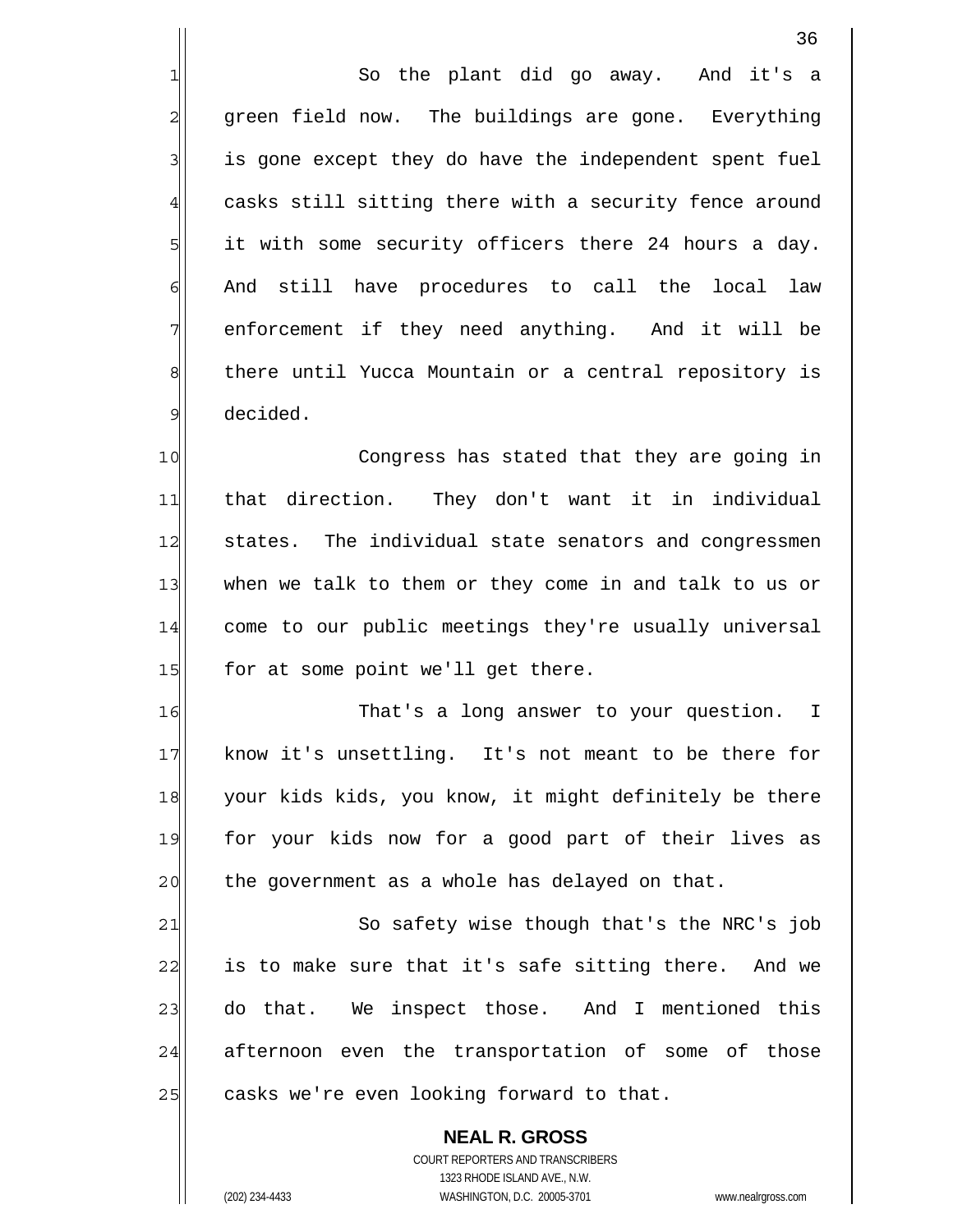So the plant did go away. And it's a green field now. The buildings are gone. Everything is gone except they do have the independent spent fuel casks still sitting there with a security fence around it with some security officers there 24 hours a day. And still have procedures to call the local law enforcement if they need anything. And it will be there until Yucca Mountain or a central repository is decided.

Congress has stated that they are going in that direction. They don't want it in individual states. The individual state senators and congressmen when we talk to them or they come in and talk to us or come to our public meetings they're usually universal for at some point we'll get there.

That's a long answer to your question. I know it's unsettling. It's not meant to be there for your kids kids, you know, it might definitely be there for your kids now for a good part of their lives as the government as a whole has delayed on that.

So safety wise though that's the NRC's job is to make sure that it's safe sitting there. And we do that. We inspect those. And I mentioned this afternoon even the transportation of some of those casks we're even looking forward to that.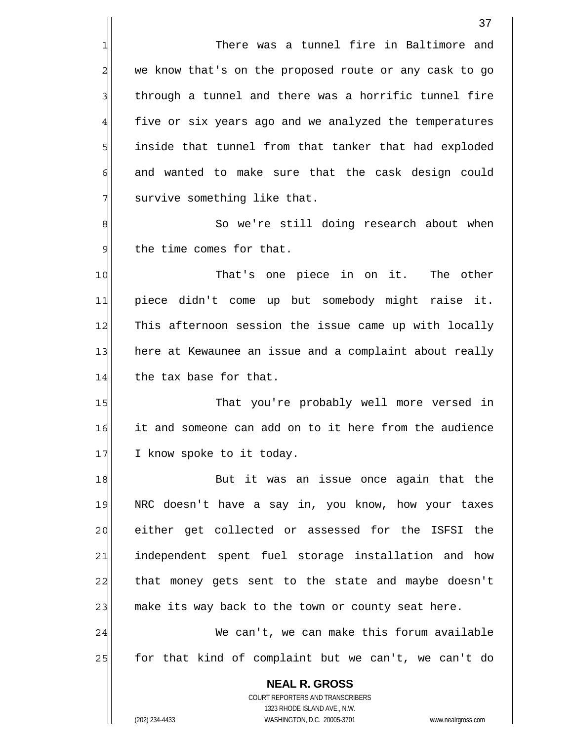There was a tunnel fire in Baltimore and we know that's on the proposed route or any cask to go through a tunnel and there was a horrific tunnel fire five or six years ago and we analyzed the temperatures inside that tunnel from that tanker that had exploded and wanted to make sure that the cask design could survive something like that.

So we're still doing research about when the time comes for that.

That's one piece in on it. The other piece didn't come up but somebody might raise it. This afternoon session the issue came up with locally here at Kewaunee an issue and a complaint about really the tax base for that.

That you're probably well more versed in it and someone can add on to it here from the audience I know spoke to it today.

But it was an issue once again that the NRC doesn't have a say in, you know, how your taxes either get collected or assessed for the ISFSI the independent spent fuel storage installation and how that money gets sent to the state and maybe doesn't make its way back to the town or county seat here.

We can't, we can make this forum available for that kind of complaint but we can't, we can't do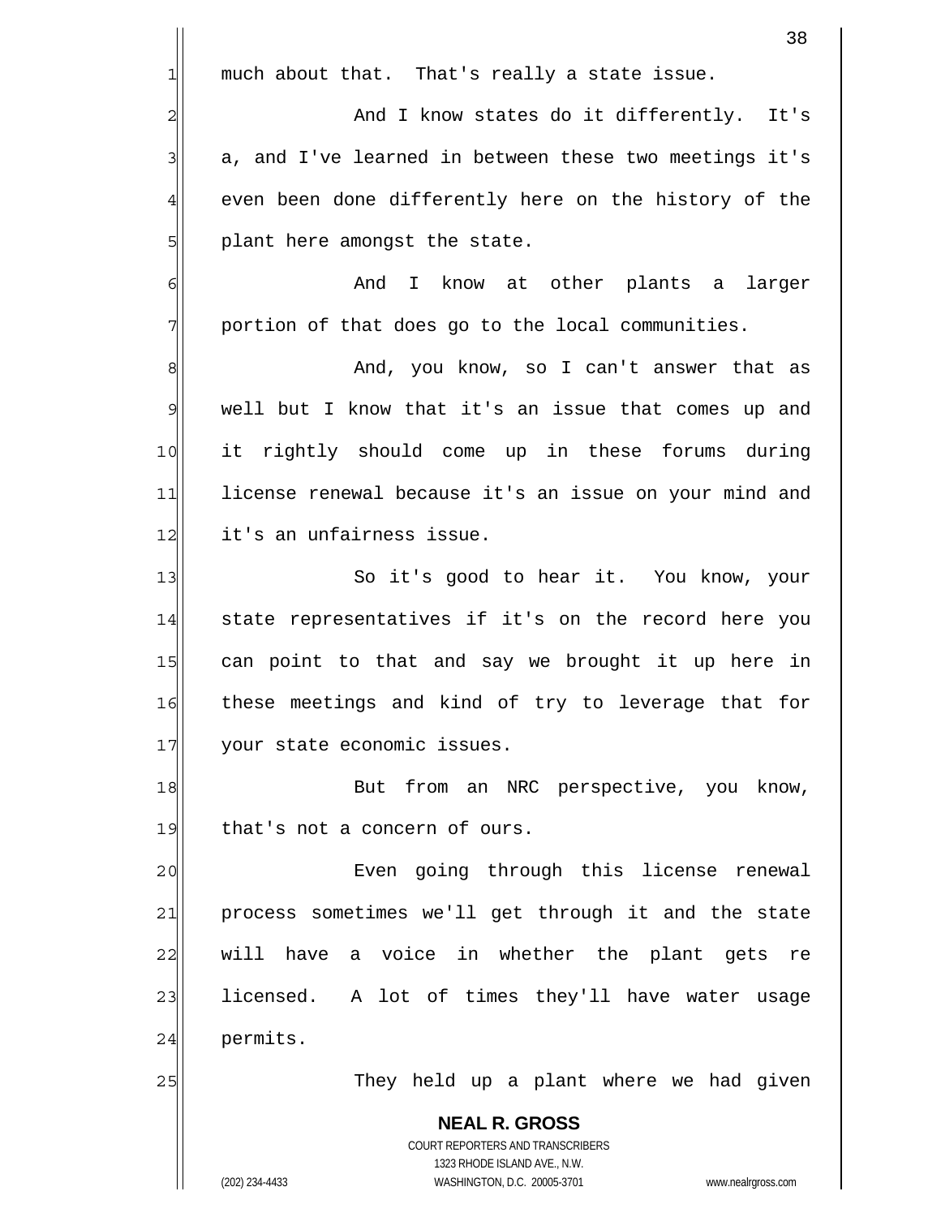much about that. That's really a state issue.

And I know states do it differently. It's a, and I've learned in between these two meetings it's even been done differently here on the history of the plant here amongst the state.

And I know at other plants a larger portion of that does go to the local communities.

And, you know, so I can't answer that as well but I know that it's an issue that comes up and it rightly should come up in these forums during license renewal because it's an issue on your mind and it's an unfairness issue.

So it's good to hear it. You know, your state representatives if it's on the record here you can point to that and say we brought it up here in these meetings and kind of try to leverage that for your state economic issues.

But from an NRC perspective, you know, that's not a concern of ours.

Even going through this license renewal process sometimes we'll get through it and the state will have a voice in whether the plant gets re licensed. A lot of times they'll have water usage permits.

They held up a plant where we had given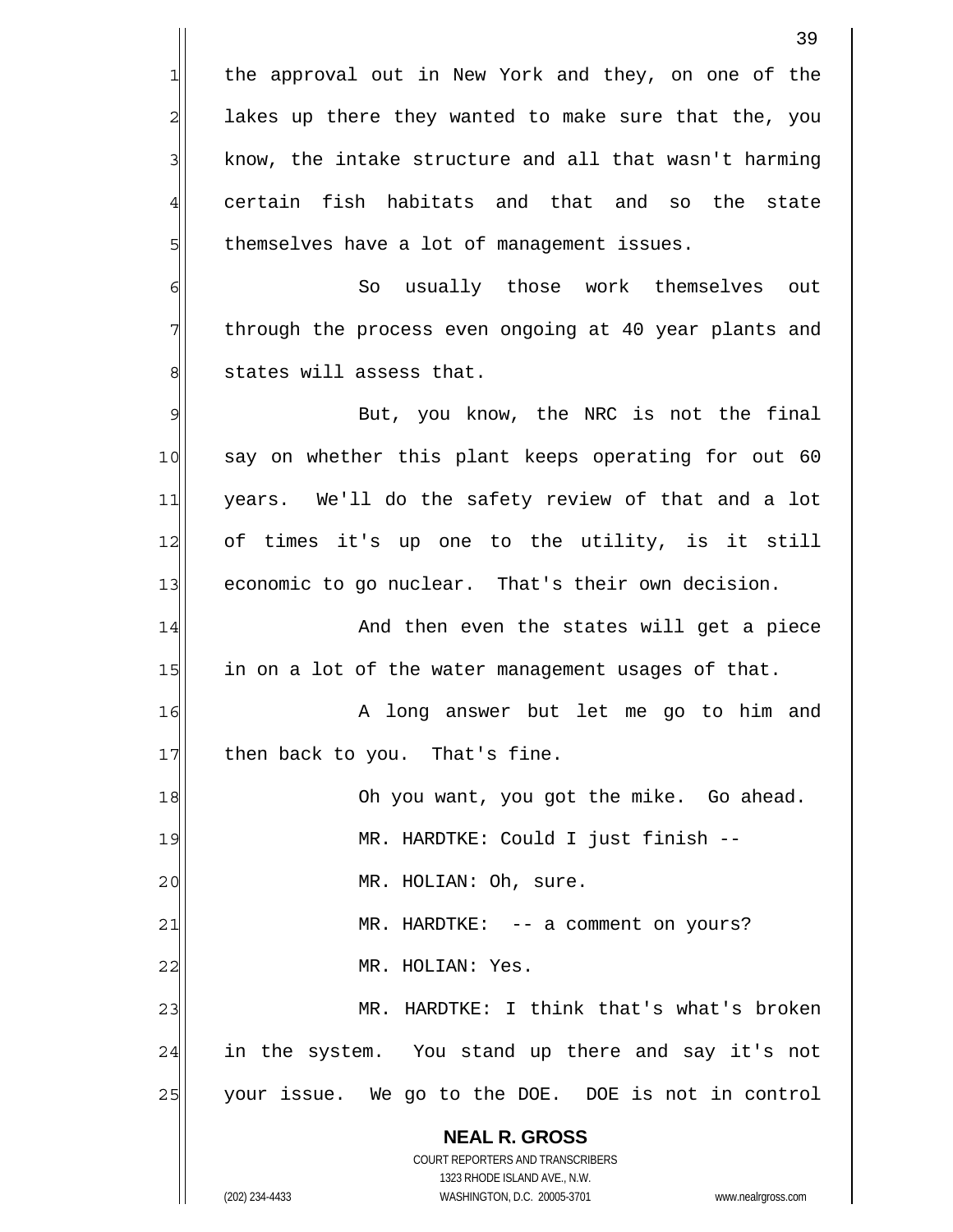the approval out in New York and they, on one of the lakes up there they wanted to make sure that the, you know, the intake structure and all that wasn't harming certain fish habitats and that and so the state themselves have a lot of management issues.

So usually those work themselves out through the process even ongoing at 40 year plants and states will assess that.

But, you know, the NRC is not the final say on whether this plant keeps operating for out 60 years. We'll do the safety review of that and a lot of times it's up one to the utility, is it still economic to go nuclear. That's their own decision.

And then even the states will get a piece in on a lot of the water management usages of that.

A long answer but let me go to him and then back to you. That's fine.

Oh you want, you got the mike. Go ahead.

MR. HARDTKE: Could I just finish --

MR. HOLIAN: Oh, sure.

MR. HARDTKE: -- a comment on yours?

MR. HOLIAN: Yes.

MR. HARDTKE: I think that's what's broken in the system. You stand up there and say it's not your issue. We go to the DOE. DOE is not in control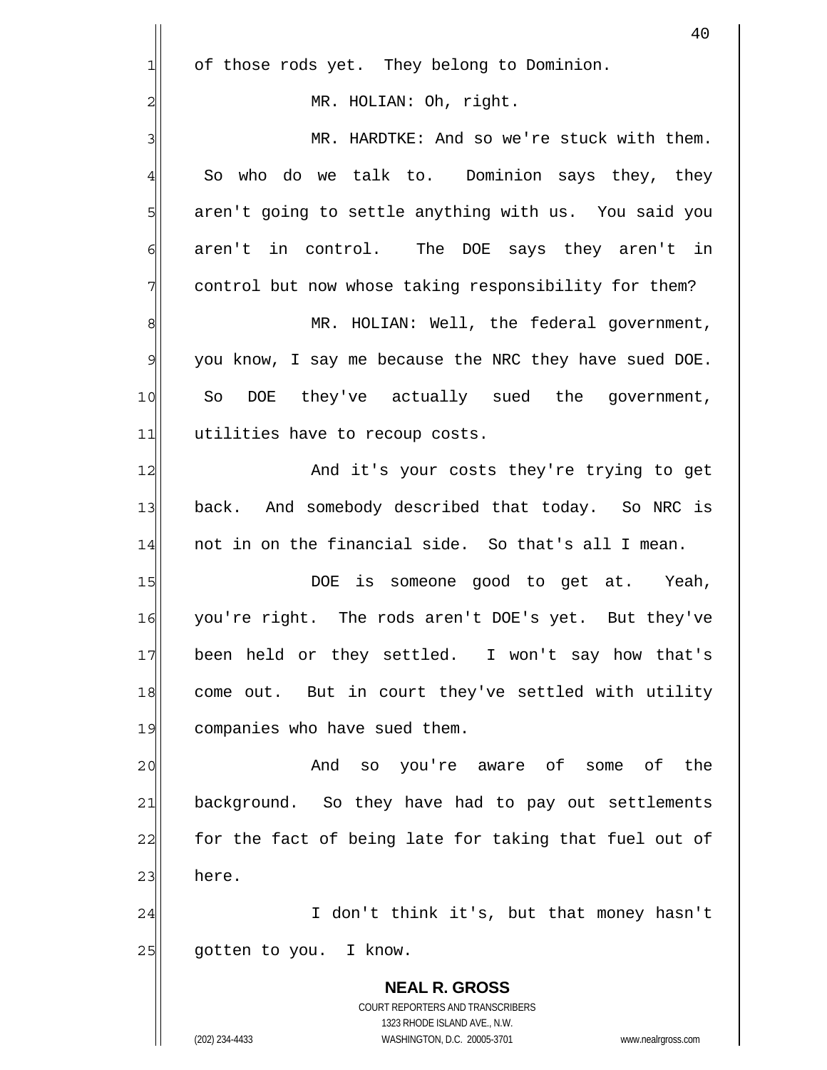of those rods yet. They belong to Dominion.

MR. HOLIAN: Oh, right.

MR. HARDTKE: And so we're stuck with them. So who do we talk to. Dominion says they, they aren't going to settle anything with us. You said you aren't in control. The DOE says they aren't in control but now whose taking responsibility for them?

MR. HOLIAN: Well, the federal government, you know, I say me because the NRC they have sued DOE. So DOE they've actually sued the government, utilities have to recoup costs.

And it's your costs they're trying to get back. And somebody described that today. So NRC is not in on the financial side. So that's all I mean.

DOE is someone good to get at. Yeah, you're right. The rods aren't DOE's yet. But they've been held or they settled. I won't say how that's come out. But in court they've settled with utility companies who have sued them.

And so you're aware of some of the background. So they have had to pay out settlements for the fact of being late for taking that fuel out of here.

I don't think it's, but that money hasn't gotten to you. I know.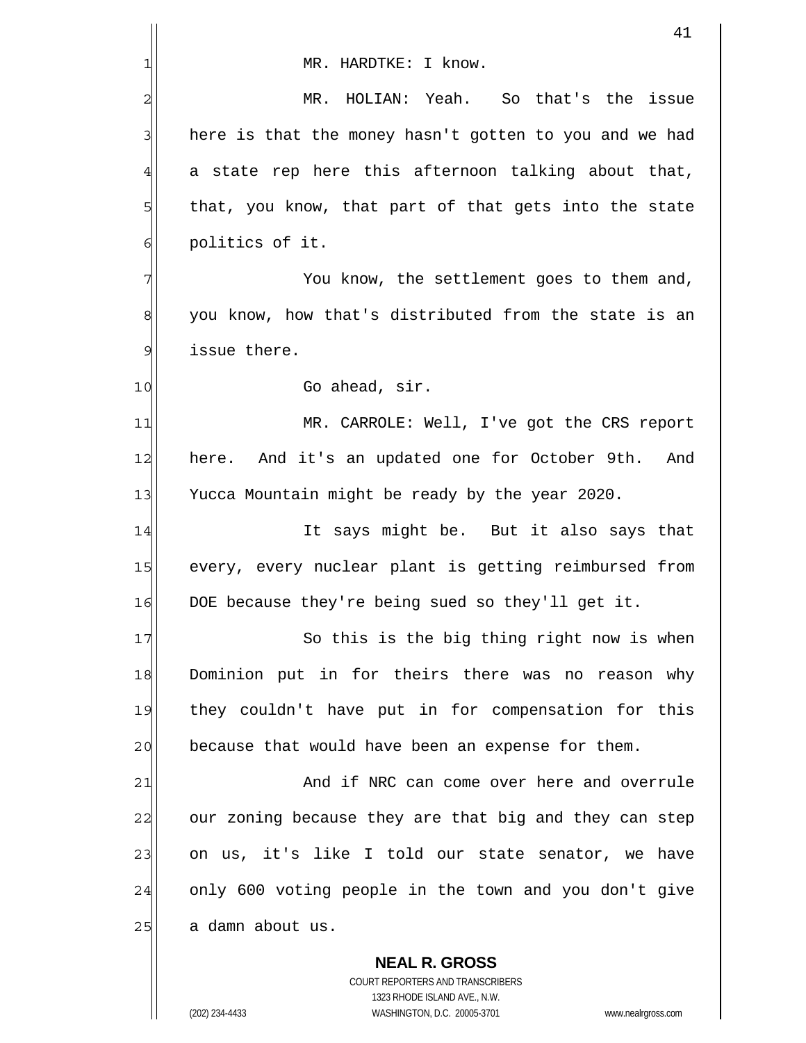MR. HARDTKE: I know.

MR. HOLIAN: Yeah. So that's the issue here is that the money hasn't gotten to you and we had a state rep here this afternoon talking about that, that, you know, that part of that gets into the state politics of it.

You know, the settlement goes to them and, you know, how that's distributed from the state is an issue there.

Go ahead, sir.

MR. CARROLE: Well, I've got the CRS report here. And it's an updated one for October 9th. And Yucca Mountain might be ready by the year 2020.

It says might be. But it also says that every, every nuclear plant is getting reimbursed from DOE because they're being sued so they'll get it.

So this is the big thing right now is when Dominion put in for theirs there was no reason why they couldn't have put in for compensation for this because that would have been an expense for them.

And if NRC can come over here and overrule our zoning because they are that big and they can step on us, it's like I told our state senator, we have only 600 voting people in the town and you don't give a damn about us.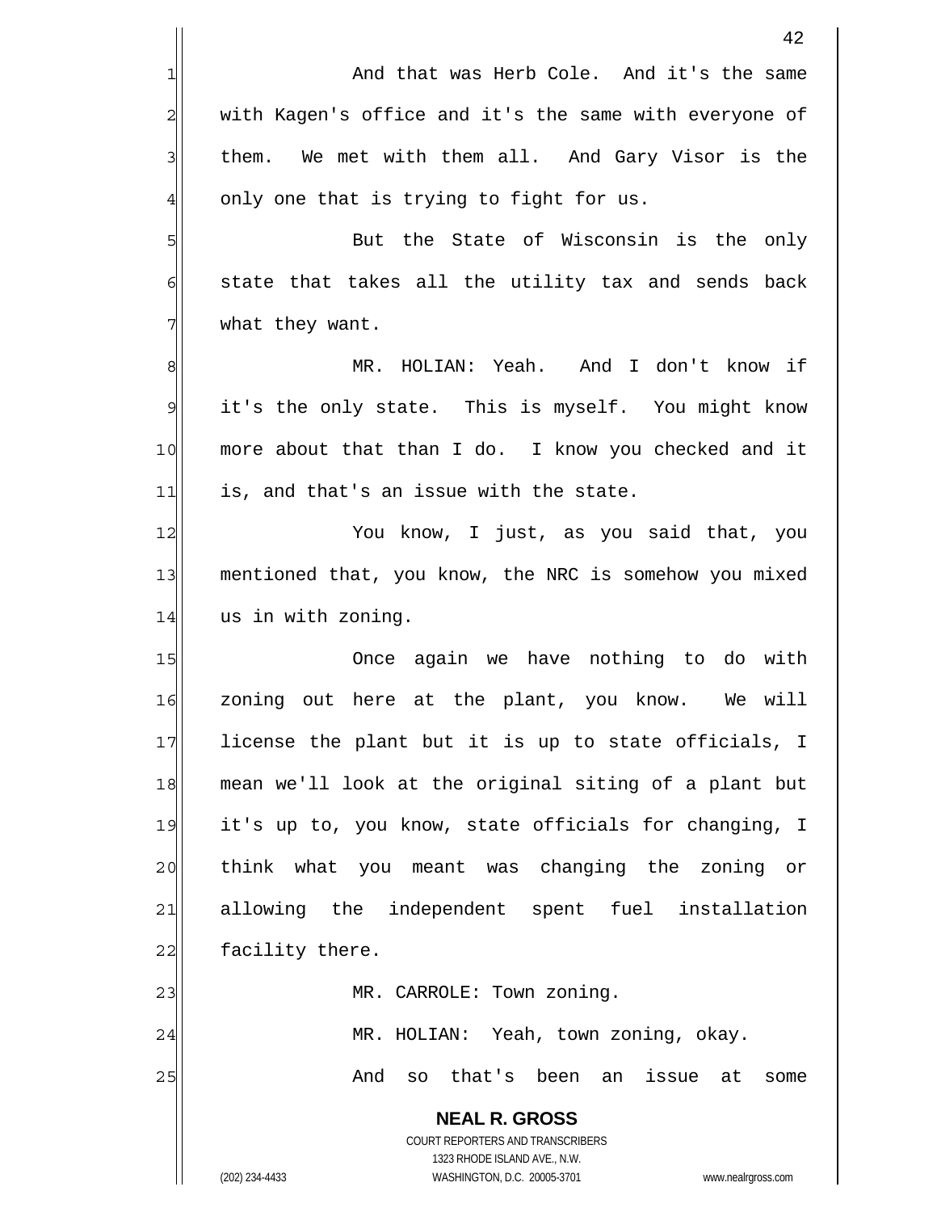And that was Herb Cole. And it's the same with Kagen's office and it's the same with everyone of them. We met with them all. And Gary Visor is the only one that is trying to fight for us.

But the State of Wisconsin is the only state that takes all the utility tax and sends back what they want.

MR. HOLIAN: Yeah. And I don't know if it's the only state. This is myself. You might know more about that than I do. I know you checked and it is, and that's an issue with the state.

You know, I just, as you said that, you mentioned that, you know, the NRC is somehow you mixed us in with zoning.

Once again we have nothing to do with zoning out here at the plant, you know. We will license the plant but it is up to state officials, I mean we'll look at the original siting of a plant but it's up to, you know, state officials for changing, I think what you meant was changing the zoning or allowing the independent spent fuel installation facility there.

MR. CARROLE: Town zoning.

MR. HOLIAN: Yeah, town zoning, okay.

And so that's been an issue at some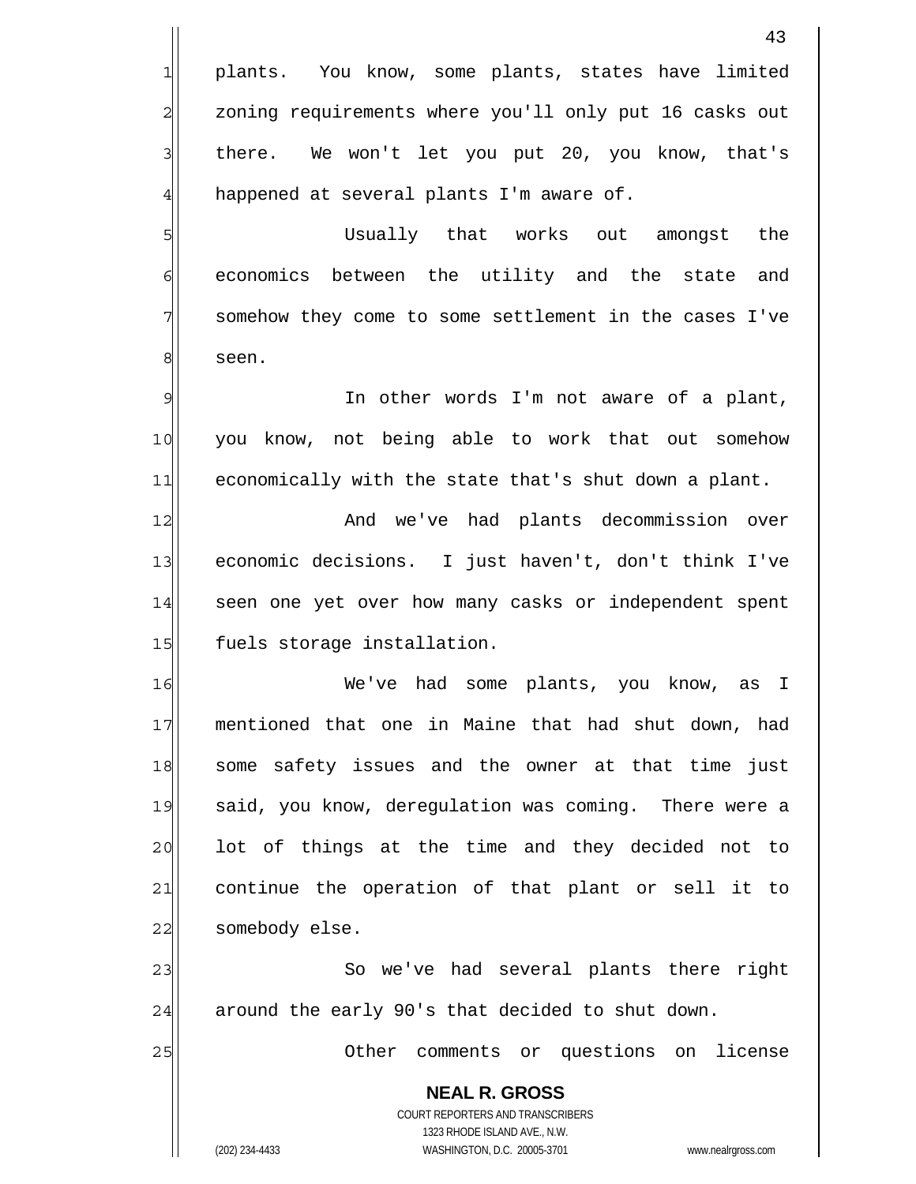plants. You know, some plants, states have limited zoning requirements where you'll only put 16 casks out there. We won't let you put 20, you know, that's happened at several plants I'm aware of.

Usually that works out amongst the economics between the utility and the state and somehow they come to some settlement in the cases I've seen.

In other words I'm not aware of a plant, you know, not being able to work that out somehow economically with the state that's shut down a plant.

And we've had plants decommission over economic decisions. I just haven't, don't think I've seen one yet over how many casks or independent spent fuels storage installation.

We've had some plants, you know, as I mentioned that one in Maine that had shut down, had some safety issues and the owner at that time just said, you know, deregulation was coming. There were a lot of things at the time and they decided not to continue the operation of that plant or sell it to somebody else.

So we've had several plants there right around the early 90's that decided to shut down.

Other comments or questions on license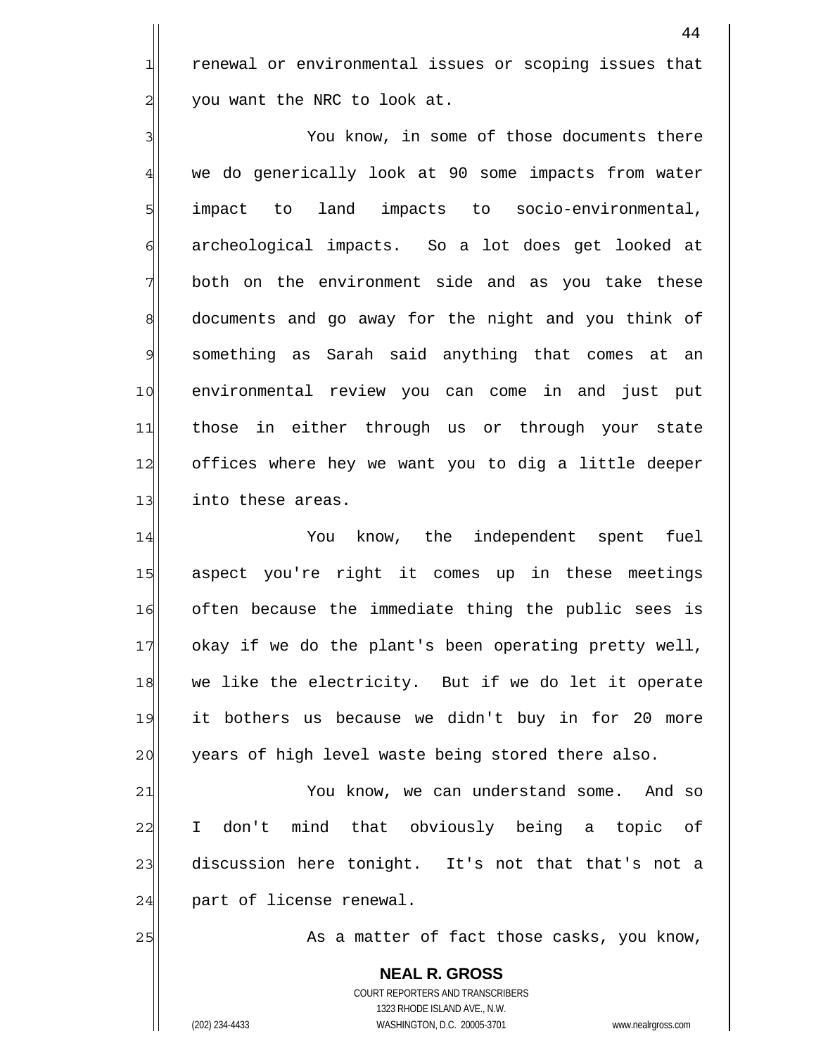renewal or environmental issues or scoping issues that you want the NRC to look at.

You know, in some of those documents there we do generically look at 90 some impacts from water impact to land impacts to socio-environmental, archeological impacts. So a lot does get looked at both on the environment side and as you take these documents and go away for the night and you think of something as Sarah said anything that comes at an environmental review you can come in and just put those in either through us or through your state offices where hey we want you to dig a little deeper into these areas.

You know, the independent spent fuel aspect you're right it comes up in these meetings often because the immediate thing the public sees is okay if we do the plant's been operating pretty well, we like the electricity. But if we do let it operate it bothers us because we didn't buy in for 20 more years of high level waste being stored there also.

You know, we can understand some. And so I don't mind that obviously being a topic of discussion here tonight. It's not that that's not a part of license renewal.

As a matter of fact those casks, you know,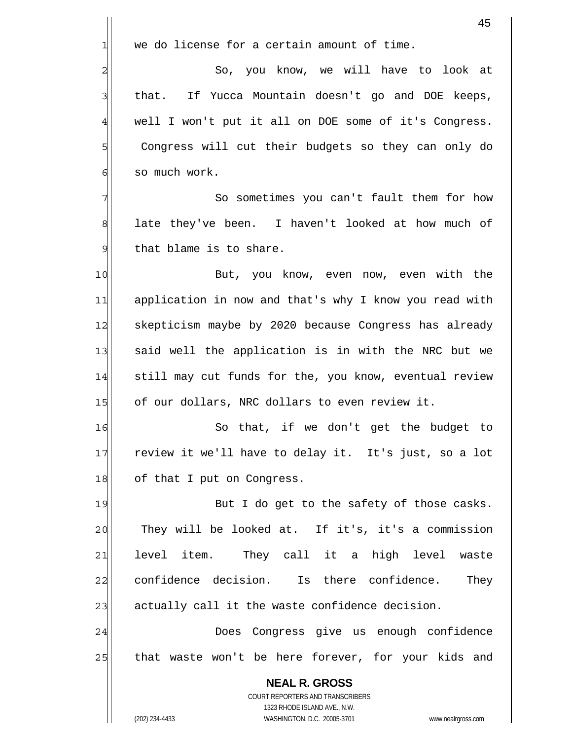we do license for a certain amount of time.

So, you know, we will have to look at that. If Yucca Mountain doesn't go and DOE keeps, well I won't put it all on DOE some of it's Congress. Congress will cut their budgets so they can only do so much work.

So sometimes you can't fault them for how late they've been. I haven't looked at how much of that blame is to share.

But, you know, even now, even with the application in now and that's why I know you read with skepticism maybe by 2020 because Congress has already said well the application is in with the NRC but we still may cut funds for the, you know, eventual review of our dollars, NRC dollars to even review it.

So that, if we don't get the budget to review it we'll have to delay it. It's just, so a lot of that I put on Congress.

But I do get to the safety of those casks. They will be looked at. If it's, it's a commission level item. They call it a high level waste confidence decision. Is there confidence. They actually call it the waste confidence decision.

Does Congress give us enough confidence that waste won't be here forever, for your kids and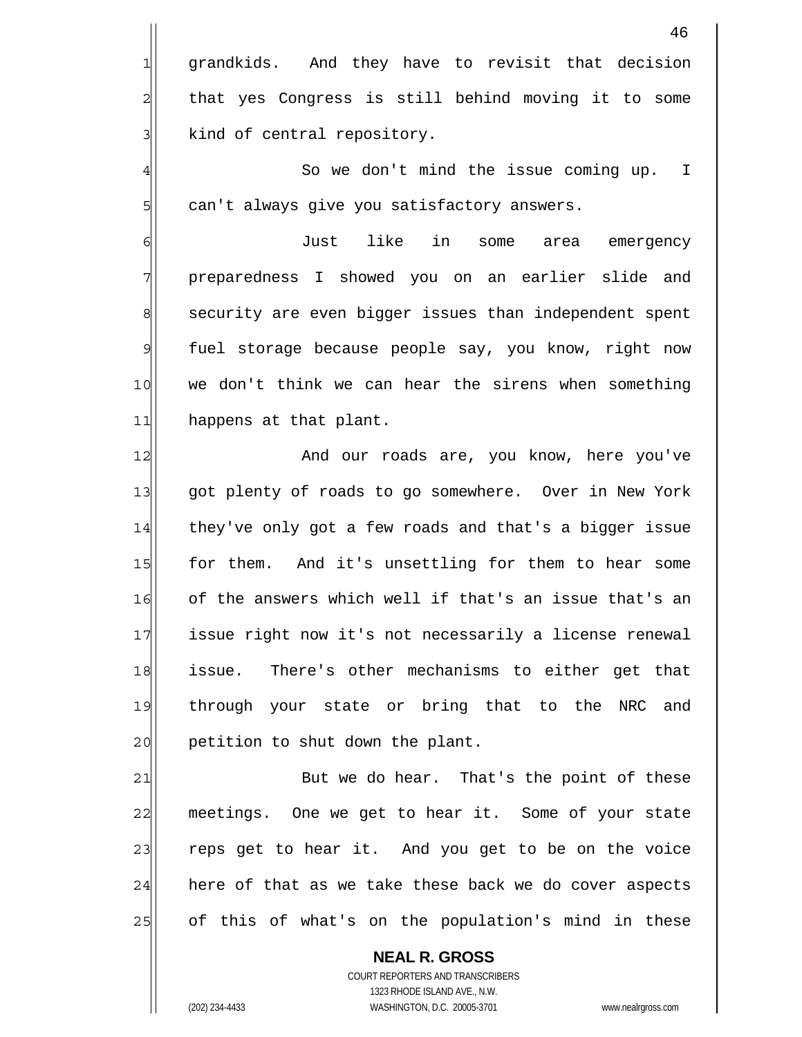grandkids. And they have to revisit that decision that yes Congress is still behind moving it to some kind of central repository.

So we don't mind the issue coming up. I can't always give you satisfactory answers.

Just like in some area emergency preparedness I showed you on an earlier slide and security are even bigger issues than independent spent fuel storage because people say, you know, right now we don't think we can hear the sirens when something happens at that plant.

And our roads are, you know, here you've got plenty of roads to go somewhere. Over in New York they've only got a few roads and that's a bigger issue for them. And it's unsettling for them to hear some of the answers which well if that's an issue that's an issue right now it's not necessarily a license renewal issue. There's other mechanisms to either get that through your state or bring that to the NRC and petition to shut down the plant.

But we do hear. That's the point of these meetings. One we get to hear it. Some of your state reps get to hear it. And you get to be on the voice here of that as we take these back we do cover aspects of this of what's on the population's mind in these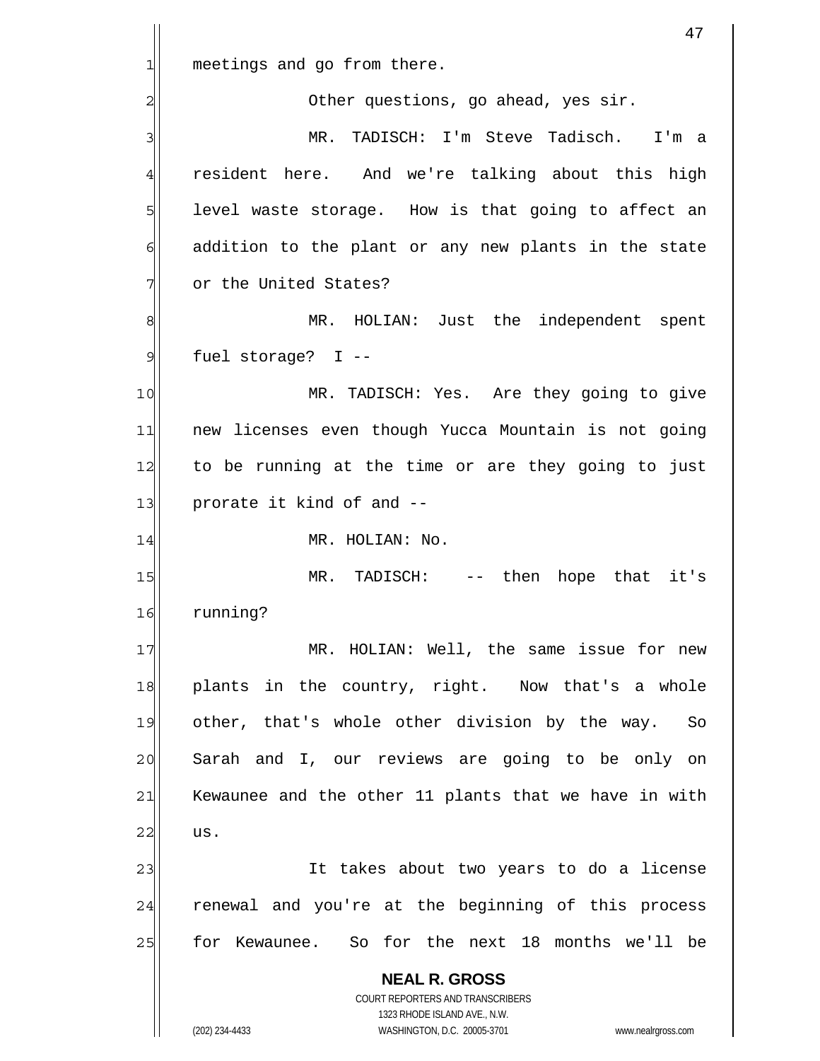meetings and go from there.

Other questions, go ahead, yes sir.

MR. TADISCH: I'm Steve Tadisch. I'm a resident here. And we're talking about this high level waste storage. How is that going to affect an addition to the plant or any new plants in the state or the United States?

MR. HOLIAN: Just the independent spent fuel storage? I --

MR. TADISCH: Yes. Are they going to give new licenses even though Yucca Mountain is not going to be running at the time or are they going to just prorate it kind of and --

MR. HOLIAN: No.

MR. TADISCH: -- then hope that it's running?

MR. HOLIAN: Well, the same issue for new plants in the country, right. Now that's a whole other, that's whole other division by the way. So Sarah and I, our reviews are going to be only on Kewaunee and the other 11 plants that we have in with us.

It takes about two years to do a license renewal and you're at the beginning of this process for Kewaunee. So for the next 18 months we'll be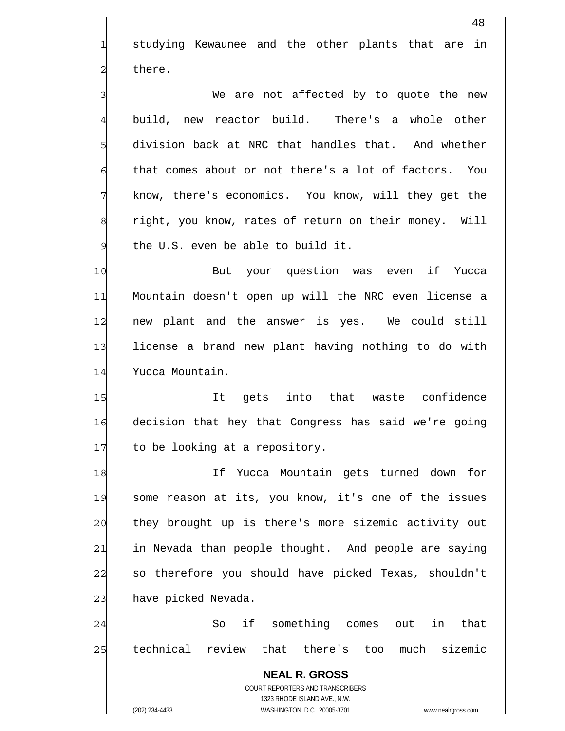studying Kewaunee and the other plants that are in there.

We are not affected by to quote the new build, new reactor build. There's a whole other division back at NRC that handles that. And whether that comes about or not there's a lot of factors. You know, there's economics. You know, will they get the right, you know, rates of return on their money. Will the U.S. even be able to build it.

But your question was even if Yucca Mountain doesn't open up will the NRC even license a new plant and the answer is yes. We could still license a brand new plant having nothing to do with Yucca Mountain.

It gets into that waste confidence decision that hey that Congress has said we're going to be looking at a repository.

If Yucca Mountain gets turned down for some reason at its, you know, it's one of the issues they brought up is there's more sizemic activity out in Nevada than people thought. And people are saying so therefore you should have picked Texas, shouldn't have picked Nevada.

So if something comes out in that technical review that there's too much sizemic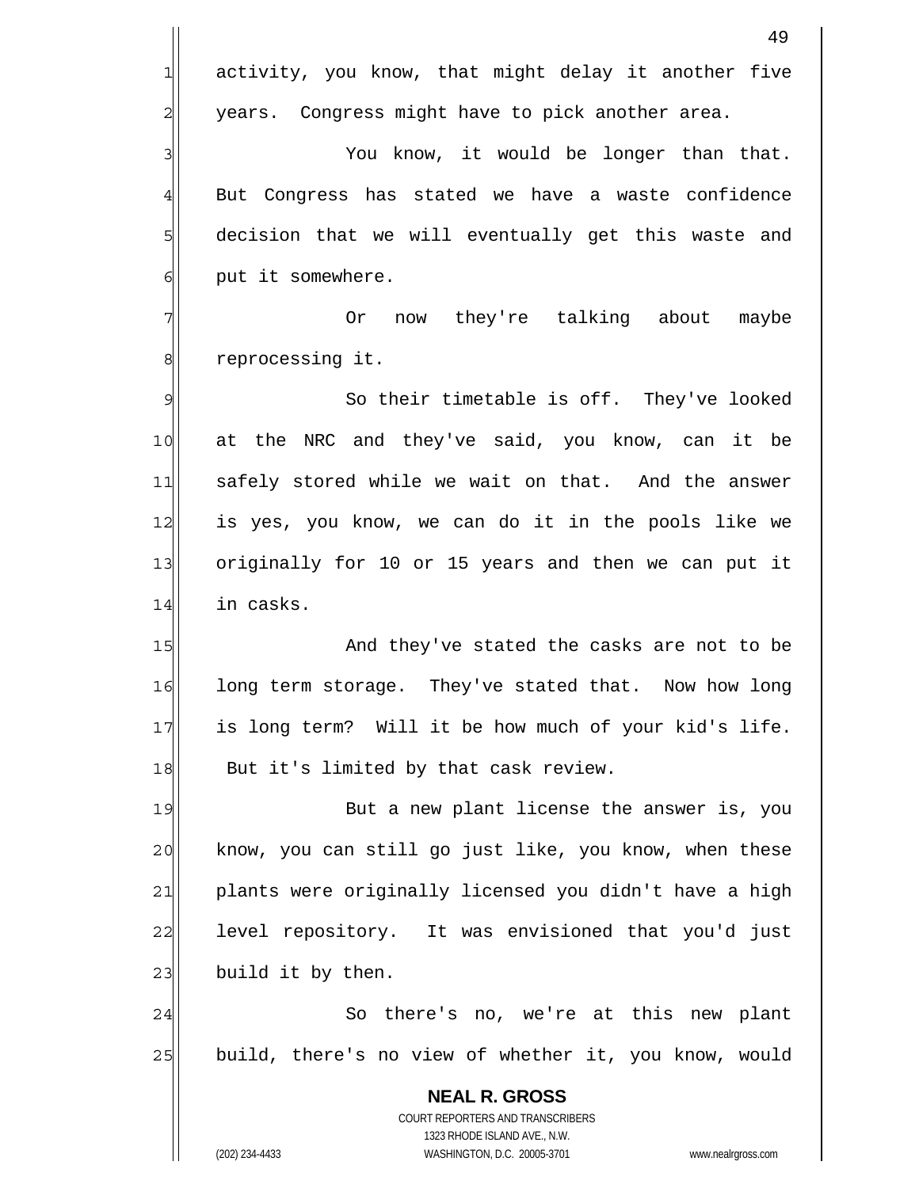activity, you know, that might delay it another five years. Congress might have to pick another area.

You know, it would be longer than that. But Congress has stated we have a waste confidence decision that we will eventually get this waste and put it somewhere.

Or now they're talking about maybe reprocessing it.

So their timetable is off. They've looked at the NRC and they've said, you know, can it be safely stored while we wait on that. And the answer is yes, you know, we can do it in the pools like we originally for 10 or 15 years and then we can put it in casks.

And they've stated the casks are not to be long term storage. They've stated that. Now how long is long term? Will it be how much of your kid's life. But it's limited by that cask review.

But a new plant license the answer is, you know, you can still go just like, you know, when these plants were originally licensed you didn't have a high level repository. It was envisioned that you'd just build it by then.

So there's no, we're at this new plant build, there's no view of whether it, you know, would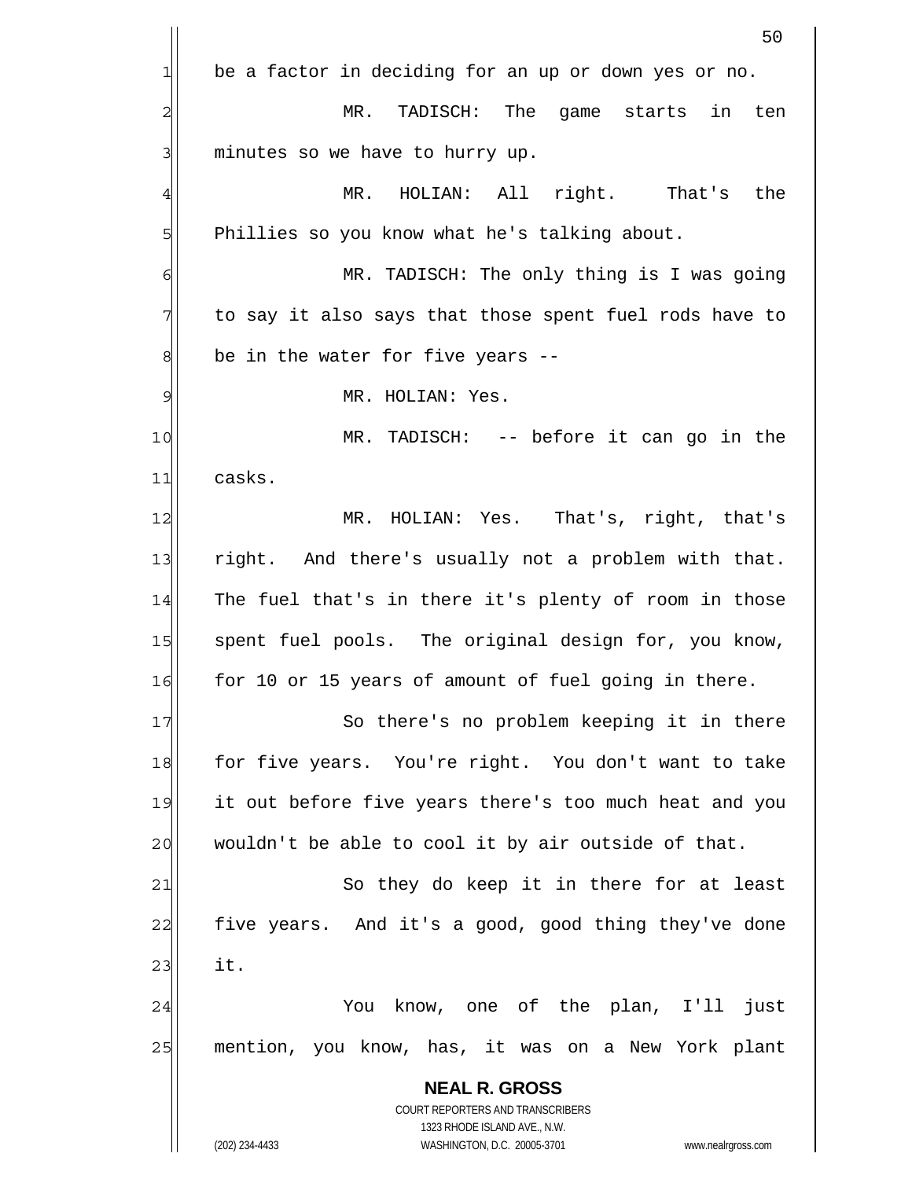be a factor in deciding for an up or down yes or no.

MR. TADISCH: The game starts in ten minutes so we have to hurry up.

MR. HOLIAN: All right. That's the Phillies so you know what he's talking about.

MR. TADISCH: The only thing is I was going to say it also says that those spent fuel rods have to be in the water for five years --

MR. HOLIAN: Yes.

MR. TADISCH: -- before it can go in the casks.

MR. HOLIAN: Yes. That's, right, that's right. And there's usually not a problem with that. The fuel that's in there it's plenty of room in those spent fuel pools. The original design for, you know, for 10 or 15 years of amount of fuel going in there.

So there's no problem keeping it in there for five years. You're right. You don't want to take it out before five years there's too much heat and you wouldn't be able to cool it by air outside of that.

So they do keep it in there for at least five years. And it's a good, good thing they've done it.

You know, one of the plan, I'll just mention, you know, has, it was on a New York plant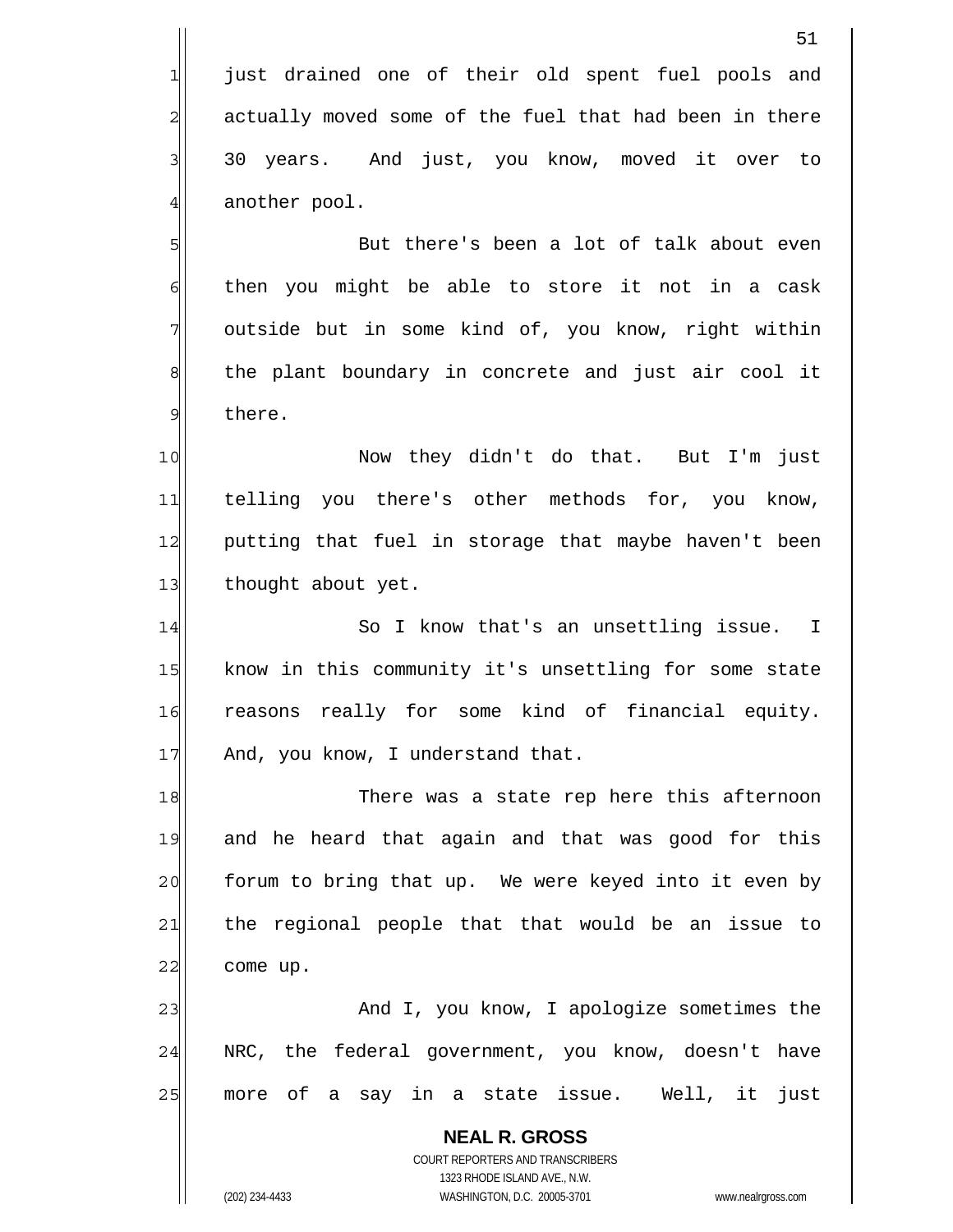just drained one of their old spent fuel pools and actually moved some of the fuel that had been in there 30 years. And just, you know, moved it over to another pool.

But there's been a lot of talk about even then you might be able to store it not in a cask outside but in some kind of, you know, right within the plant boundary in concrete and just air cool it there.

Now they didn't do that. But I'm just telling you there's other methods for, you know, putting that fuel in storage that maybe haven't been thought about yet.

So I know that's an unsettling issue. I know in this community it's unsettling for some state reasons really for some kind of financial equity. And, you know, I understand that.

There was a state rep here this afternoon and he heard that again and that was good for this forum to bring that up. We were keyed into it even by the regional people that that would be an issue to come up.

And I, you know, I apologize sometimes the NRC, the federal government, you know, doesn't have more of a say in a state issue. Well, it just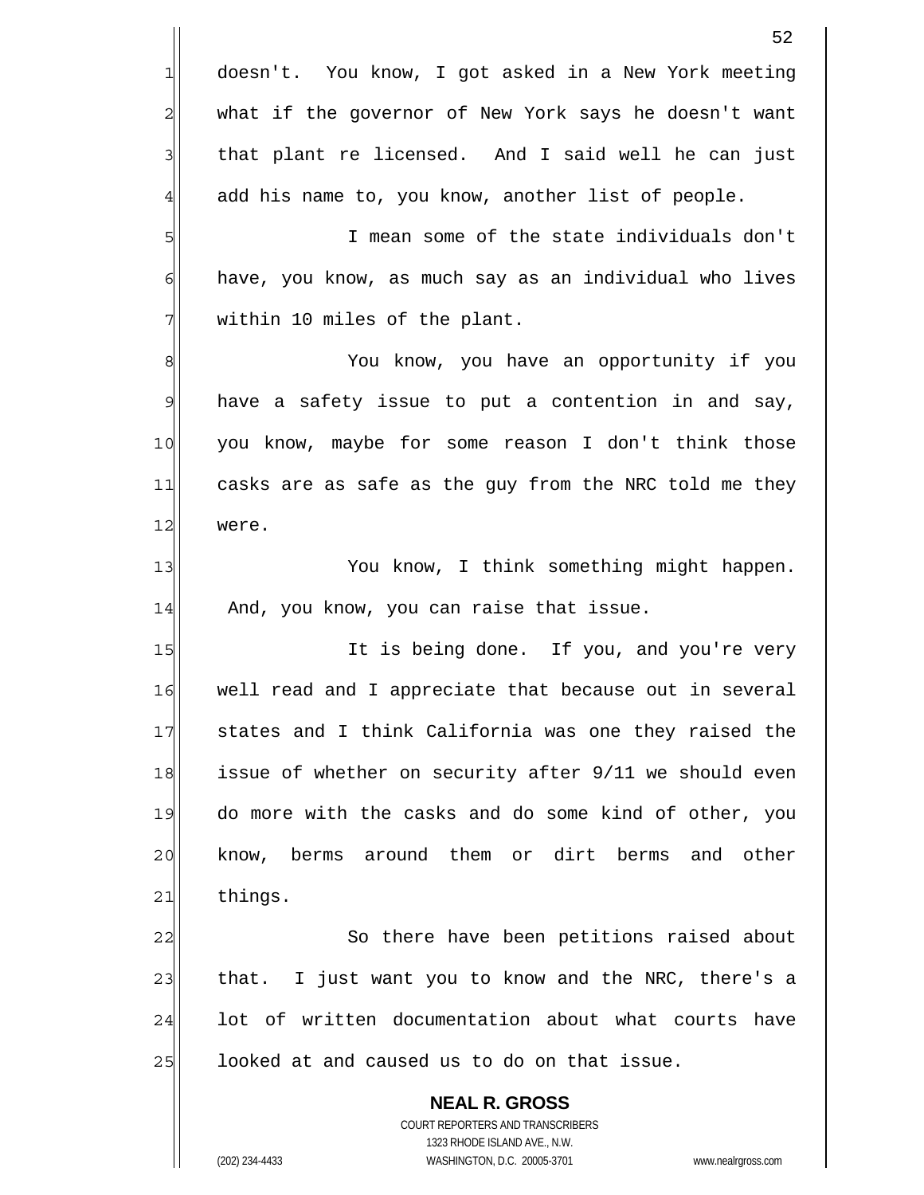doesn't. You know, I got asked in a New York meeting what if the governor of New York says he doesn't want that plant re licensed. And I said well he can just add his name to, you know, another list of people.

I mean some of the state individuals don't have, you know, as much say as an individual who lives within 10 miles of the plant.

You know, you have an opportunity if you have a safety issue to put a contention in and say, you know, maybe for some reason I don't think those casks are as safe as the guy from the NRC told me they were.

You know, I think something might happen. And, you know, you can raise that issue.

It is being done. If you, and you're very well read and I appreciate that because out in several states and I think California was one they raised the issue of whether on security after 9/11 we should even do more with the casks and do some kind of other, you know, berms around them or dirt berms and other things.

So there have been petitions raised about that. I just want you to know and the NRC, there's a lot of written documentation about what courts have looked at and caused us to do on that issue.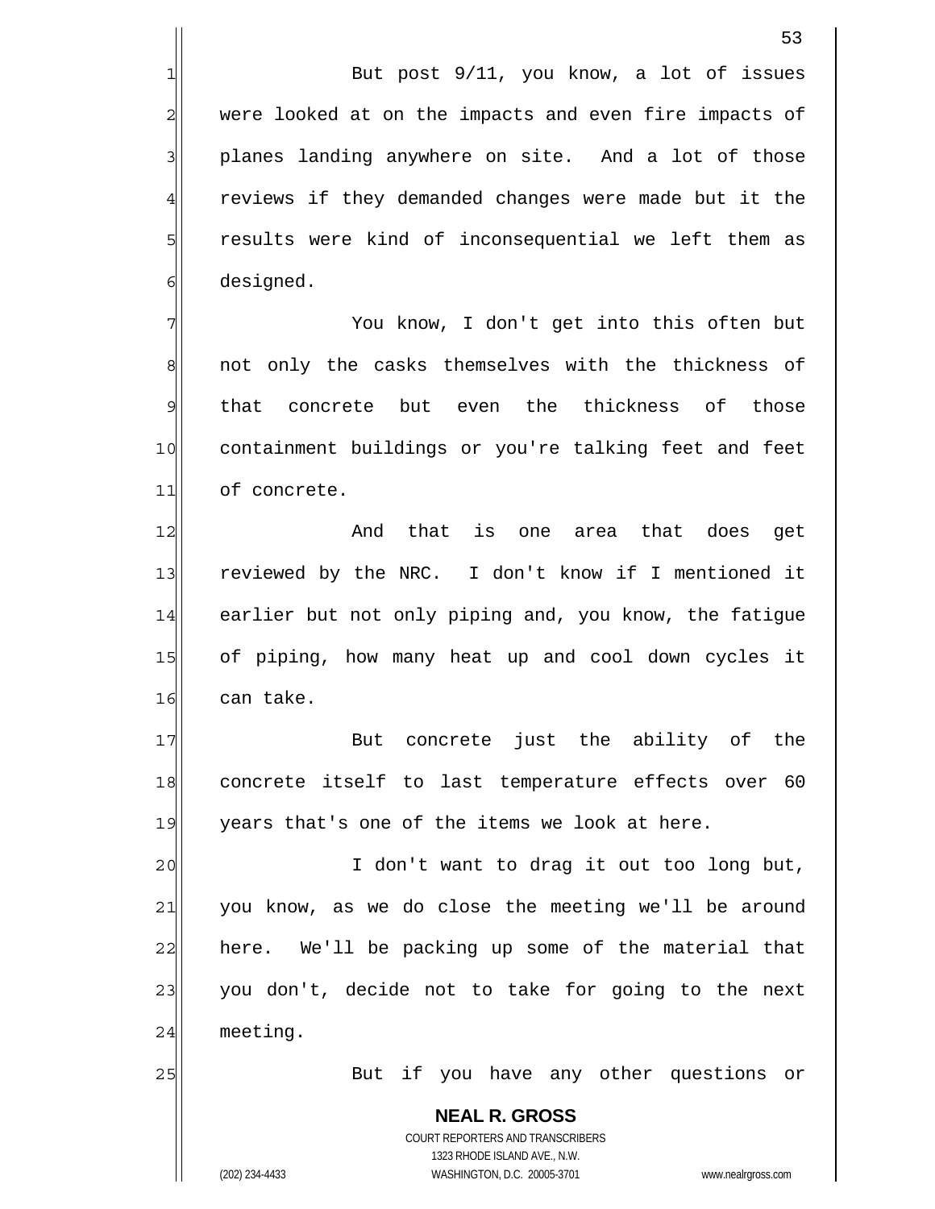But post 9/11, you know, a lot of issues were looked at on the impacts and even fire impacts of planes landing anywhere on site. And a lot of those reviews if they demanded changes were made but it the results were kind of inconsequential we left them as designed.

You know, I don't get into this often but not only the casks themselves with the thickness of that concrete but even the thickness of those containment buildings or you're talking feet and feet of concrete.

And that is one area that does get reviewed by the NRC. I don't know if I mentioned it earlier but not only piping and, you know, the fatigue of piping, how many heat up and cool down cycles it can take.

But concrete just the ability of the concrete itself to last temperature effects over 60 years that's one of the items we look at here.

I don't want to drag it out too long but, you know, as we do close the meeting we'll be around here. We'll be packing up some of the material that you don't, decide not to take for going to the next meeting.

But if you have any other questions or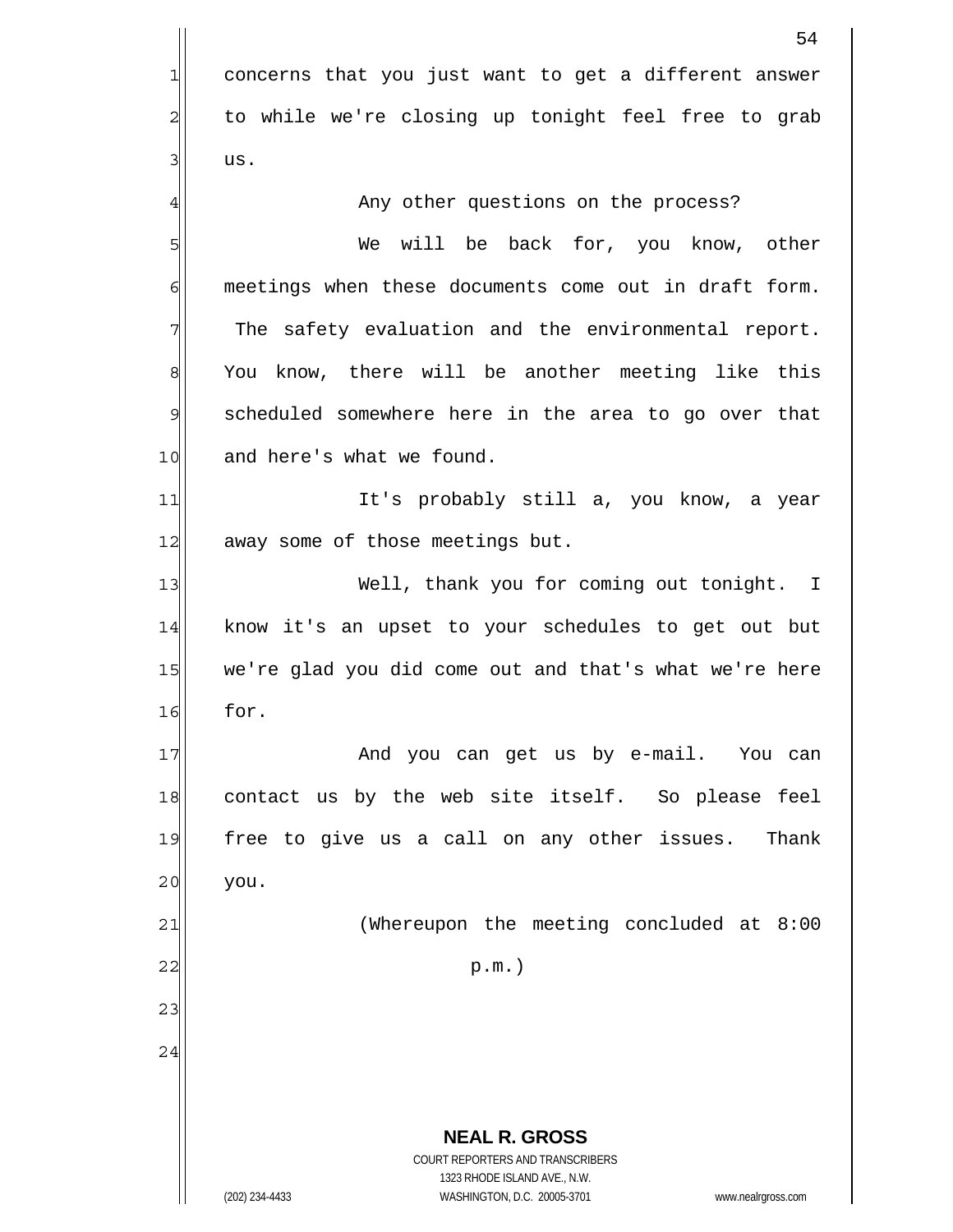concerns that you just want to get a different answer to while we're closing up tonight feel free to grab us.

Any other questions on the process?

We will be back for, you know, other meetings when these documents come out in draft form. The safety evaluation and the environmental report. You know, there will be another meeting like this scheduled somewhere here in the area to go over that and here's what we found.

It's probably still a, you know, a year away some of those meetings but.

Well, thank you for coming out tonight. I know it's an upset to your schedules to get out but we're glad you did come out and that's what we're here for.

And you can get us by e-mail. You can contact us by the web site itself. So please feel free to give us a call on any other issues. Thank you.

(Whereupon the meeting concluded at 8:00 p.m.)